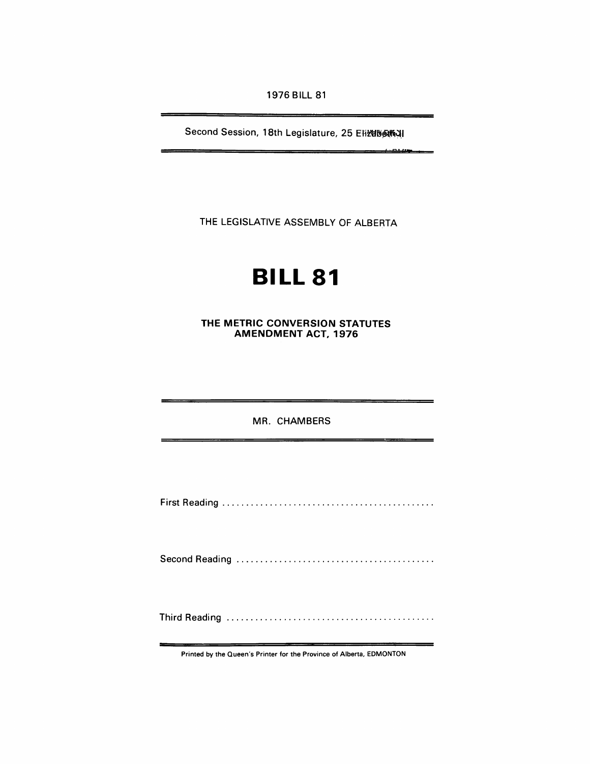1976 BILL 81

Second Session, 18th Legislature, 25 Elizabeth II

THE LEGISLATIVE ASSEMBLY OF ALBERTA

# BILL 81

## THE METRIC CONVERSION STATUTES AMENDMENT ACT, 1976

MR. CHAMBERS

First Reading ............................................

Second Reading ..........................................

Third Reading ...........................................

Printed by the Queen's Printer for the Province of Alberta, EDMONTON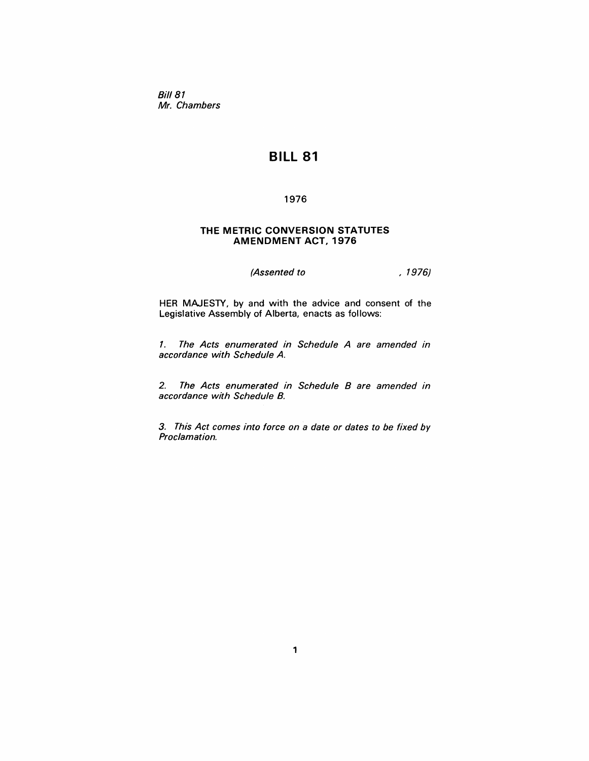*Bill 81*
*Mr. Chambers*

# BILL 81

1976

## THE METRIC CONVERSION STATUTES AMENDMENT ACT, 1976

*(Assented to , 1976)*

HER MAJESTY, by and with the advice and consent of the Legislative Assembly of Alberta, enacts as follows:

*1. The Acts enumerated in Schedule A are amended in accordance with Schedule A.*

*2. The Acts enumerated in Schedule B are amended in accordance with Schedule B.*

*3. This Act comes into force on a date or dates to be fixed by Proclamation.*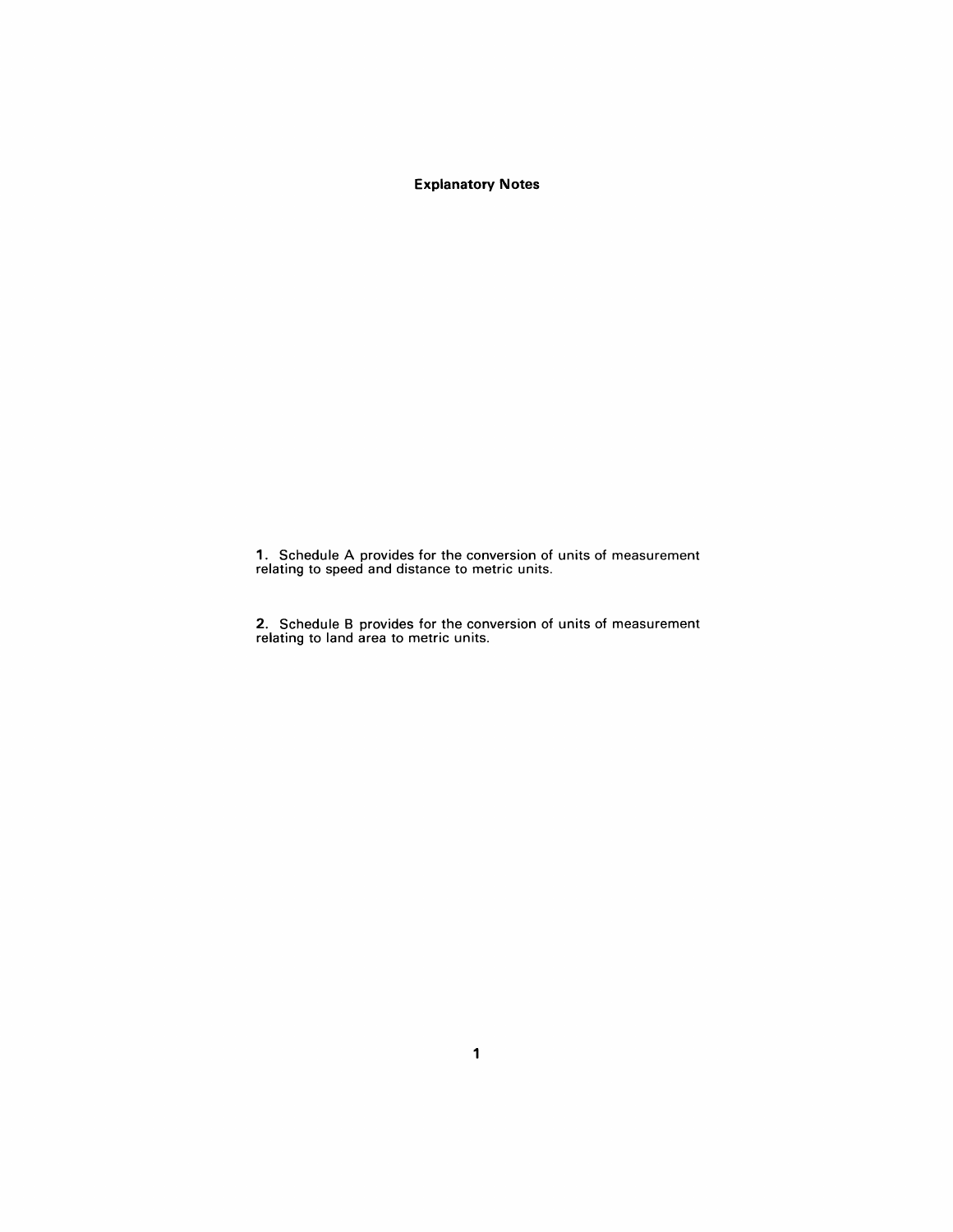## Explanatory Notes

**1.** Schedule A provides for the conversion of units of measurement relating to speed and distance to metric units.

**2.** Schedule B provides for the conversion of units of measurement relating to land area to metric units.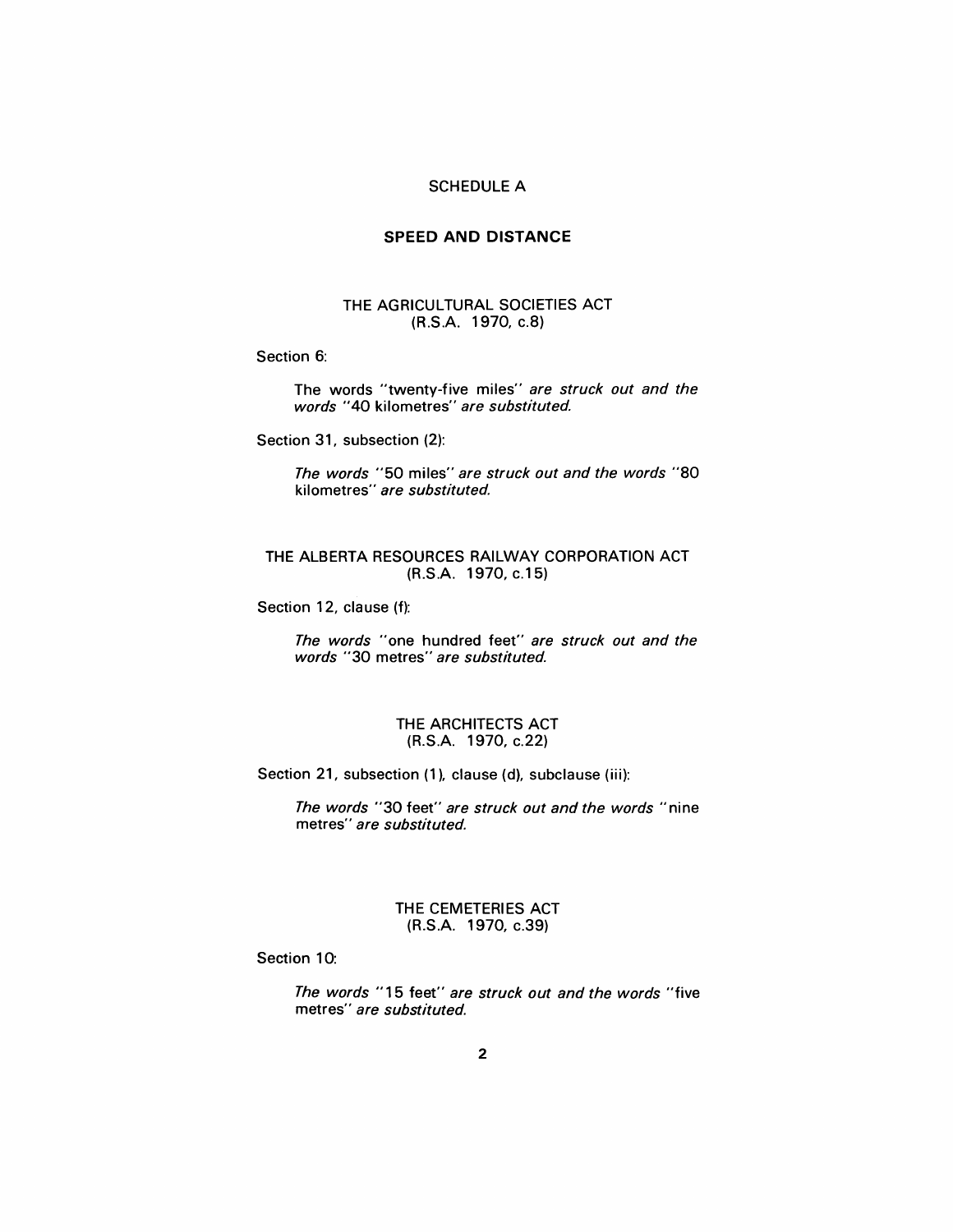# SCHEDULE A

## SPEED AND DISTANCE

### THE AGRICULTURAL SOCIETIES ACT
(R.S.A. 1970, c.8)

Section 6:

The words "twenty-five miles" *are struck out and the words* "40 kilometres" *are substituted.*

Section 31, subsection (2):

*The words* "50 miles" *are struck out and the words* "80 kilometres" *are substituted.*

### THE ALBERTA RESOURCES RAILWAY CORPORATION ACT
(R.S.A. 1970, c.15)

Section 12, clause (f):

*The words* "one hundred feet" *are struck out and the words* "30 metres" *are substituted.*

### THE ARCHITECTS ACT
(R.S.A. 1970, c.22)

Section 21, subsection (1), clause (d), subclause (iii):

*The words* "30 feet" *are struck out and the words* "nine metres" *are substituted.*

### THE CEMETERIES ACT
(R.S.A. 1970, c.39)

Section 10:

*The words* "15 feet" *are struck out and the words* "five metres" *are substituted.*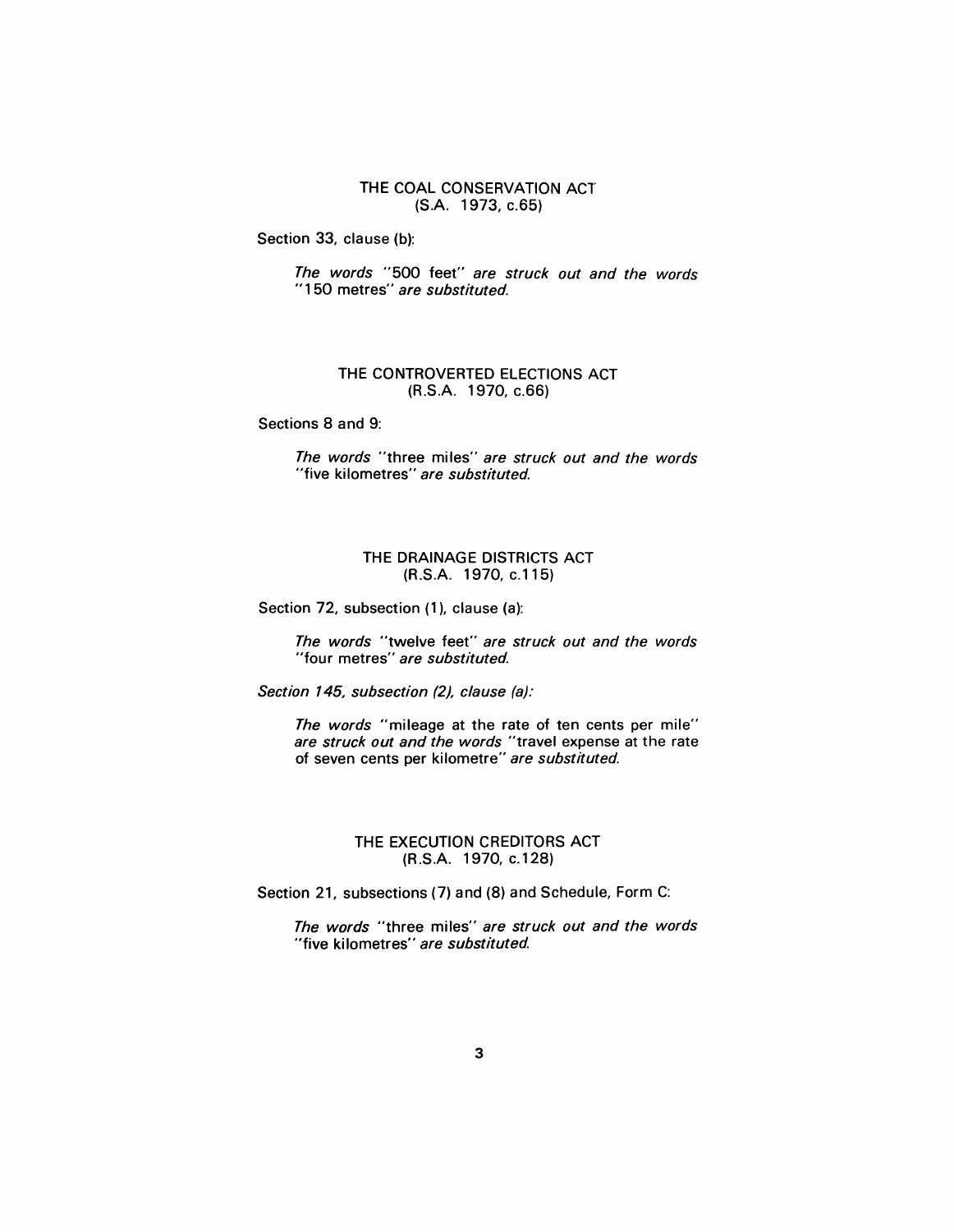## THE COAL CONSERVATION ACT
## (S.A. 1973, c.65)

Section 33, clause (b):

> *The words* "500 feet" *are struck out and the words* "150 metres" *are substituted.*

## THE CONTROVERTED ELECTIONS ACT
## (R.S.A. 1970, c.66)

Sections 8 and 9:

> *The words* "three miles" *are struck out and the words* "five kilometres" *are substituted.*

## THE DRAINAGE DISTRICTS ACT
## (R.S.A. 1970, c.115)

Section 72, subsection (1), clause (a):

> *The words* "twelve feet" *are struck out and the words* "four metres" *are substituted.*

*Section 145, subsection (2), clause (a):*

> *The words* "mileage at the rate of ten cents per mile" *are struck out and the words* "travel expense at the rate of seven cents per kilometre" *are substituted.*

## THE EXECUTION CREDITORS ACT
## (R.S.A. 1970, c.128)

Section 21, subsections (7) and (8) and Schedule, Form C:

> *The words* "three miles" *are struck out and the words* "five kilometres" *are substituted.*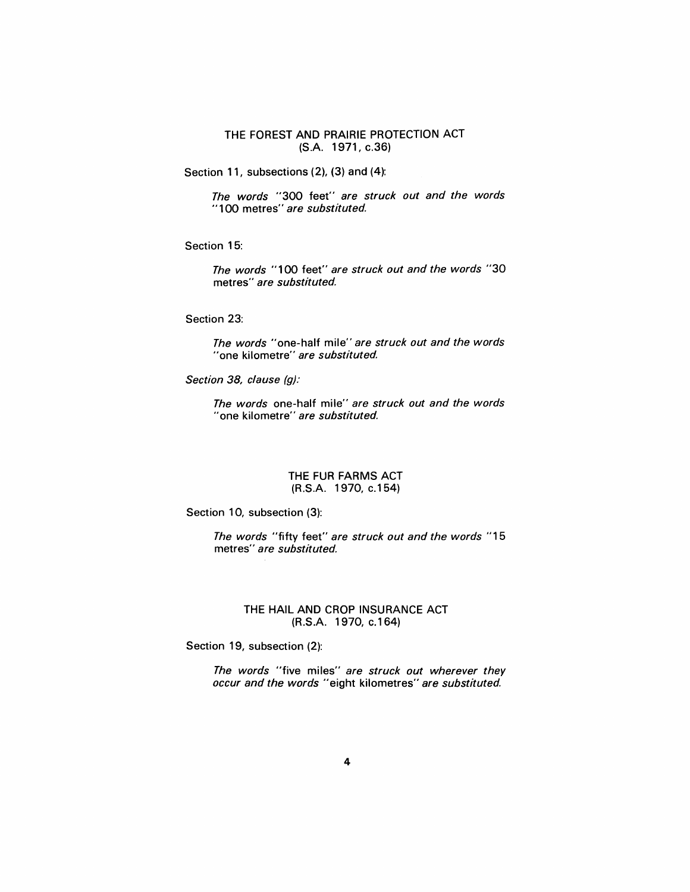## THE FOREST AND PRAIRIE PROTECTION ACT
(S.A. 1971, c.36)

Section 11, subsections (2), (3) and (4):

> *The words* "300 feet" *are struck out and the words* "100 metres" *are substituted.*

Section 15:

> *The words* "100 feet" *are struck out and the words* "30 metres" *are substituted.*

Section 23:

> *The words* "one-half mile" *are struck out and the words* "one kilometre" *are substituted.*

*Section 38, clause (g):*

> *The words* one-half mile" *are struck out and the words* "one kilometre" *are substituted.*

## THE FUR FARMS ACT
(R.S.A. 1970, c.154)

Section 10, subsection (3):

> *The words* "fifty feet" *are struck out and the words* "15 metres" *are substituted.*

## THE HAIL AND CROP INSURANCE ACT
(R.S.A. 1970, c.164)

Section 19, subsection (2):

> *The words* "five miles" *are struck out wherever they occur and the words* "eight kilometres" *are substituted.*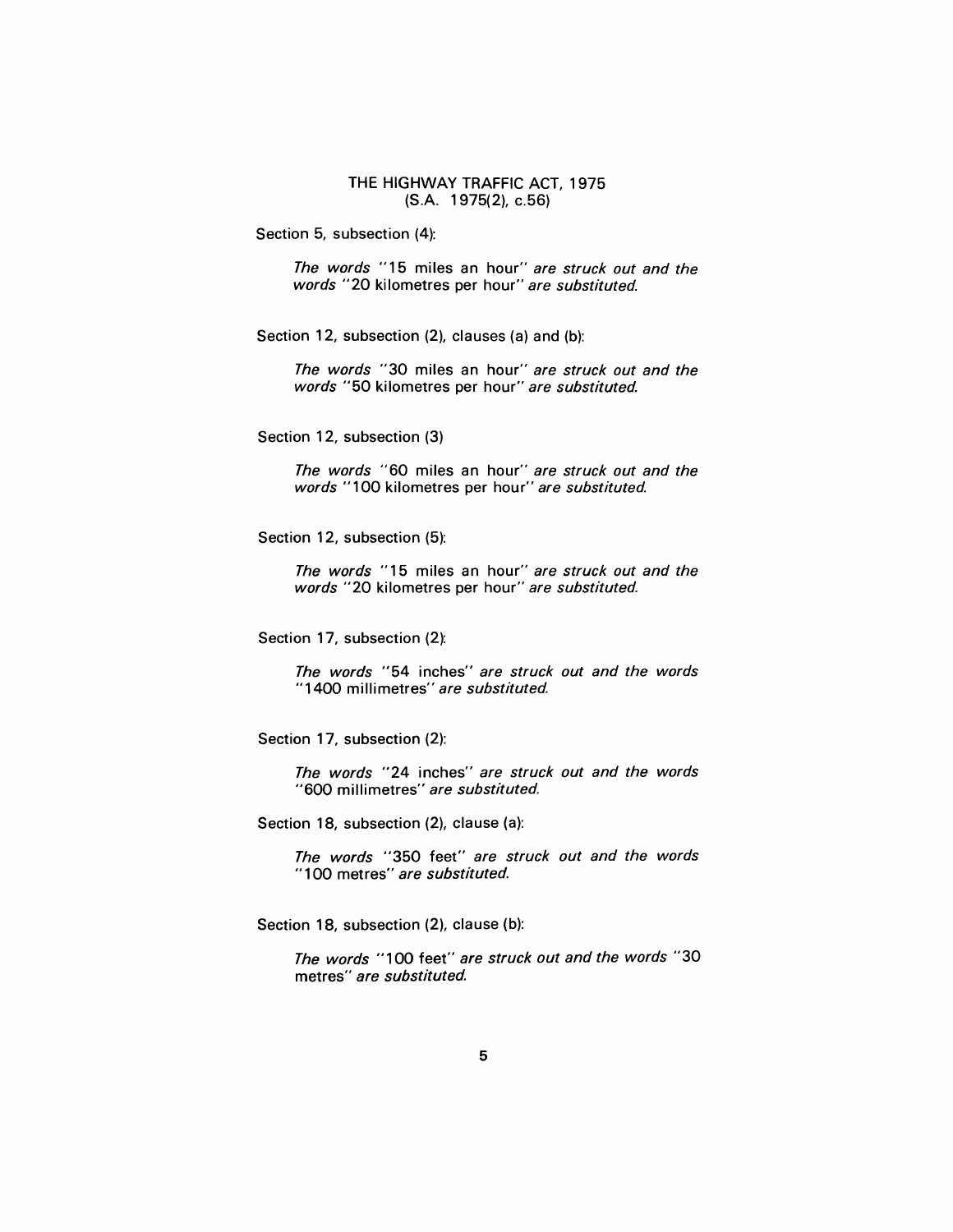THE HIGHWAY TRAFFIC ACT, 1975
(S.A. 1975(2), c.56)

Section 5, subsection (4):

*The words* "15 miles an hour" *are struck out and the words* "20 kilometres per hour" *are substituted.*

Section 12, subsection (2), clauses (a) and (b):

*The words* "30 miles an hour" *are struck out and the words* "50 kilometres per hour" *are substituted.*

Section 12, subsection (3)

*The words* "60 miles an hour" *are struck out and the words* "100 kilometres per hour" *are substituted.*

Section 12, subsection (5):

*The words* "15 miles an hour" *are struck out and the words* "20 kilometres per hour" *are substituted.*

Section 17, subsection (2):

*The words* "54 inches" *are struck out and the words* "1400 millimetres" *are substituted.*

Section 17, subsection (2):

*The words* "24 inches" *are struck out and the words* "600 millimetres" *are substituted.*

Section 18, subsection (2), clause (a):

*The words* "350 feet" *are struck out and the words* "100 metres" *are substituted.*

Section 18, subsection (2), clause (b):

*The words* "100 feet" *are struck out and the words* "30 metres" *are substituted.*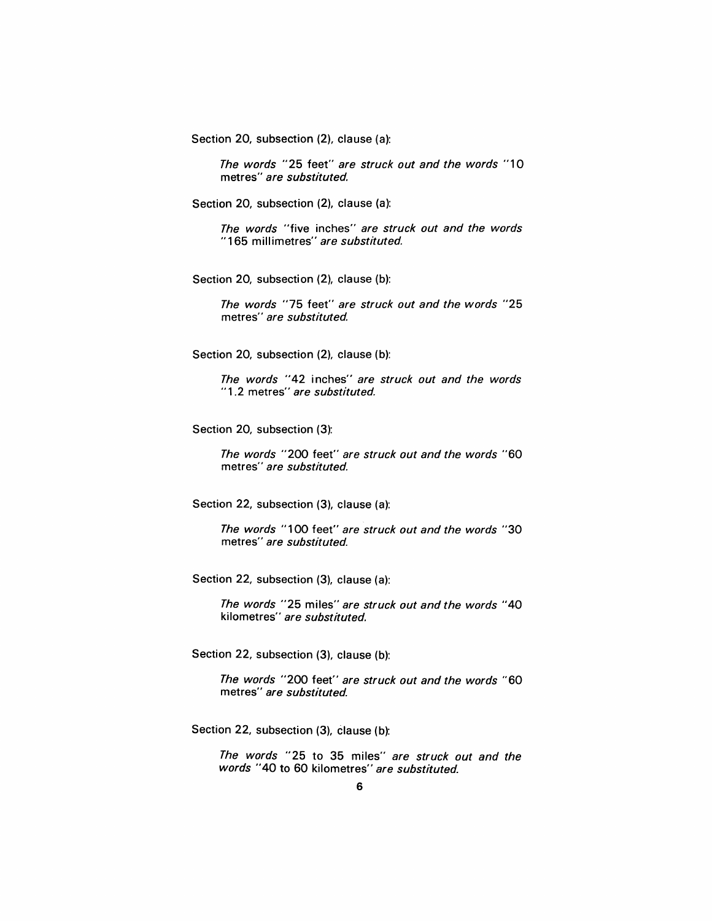Section 20, subsection (2), clause (a):

*The words* "25 feet" *are struck out and the words* "10 metres" *are substituted.*

Section 20, subsection (2), clause (a):

*The words* "five inches" *are struck out and the words* "165 millimetres" *are substituted.*

Section 20, subsection (2), clause (b):

*The words* "75 feet" *are struck out and the words* "25 metres" *are substituted.*

Section 20, subsection (2), clause (b):

*The words* "42 inches" *are struck out and the words* "1.2 metres" *are substituted.*

Section 20, subsection (3):

*The words* "200 feet" *are struck out and the words* "60 metres" *are substituted.*

Section 22, subsection (3), clause (a):

*The words* "100 feet" *are struck out and the words* "30 metres" *are substituted.*

Section 22, subsection (3), clause (a):

*The words* "25 miles" *are struck out and the words* "40 kilometres" *are substituted.*

Section 22, subsection (3), clause (b):

*The words* "200 feet" *are struck out and the words* "60 metres" *are substituted.*

Section 22, subsection (3), clause (b):

*The words* "25 to 35 miles" *are struck out and the words* "40 to 60 kilometres" *are substituted.*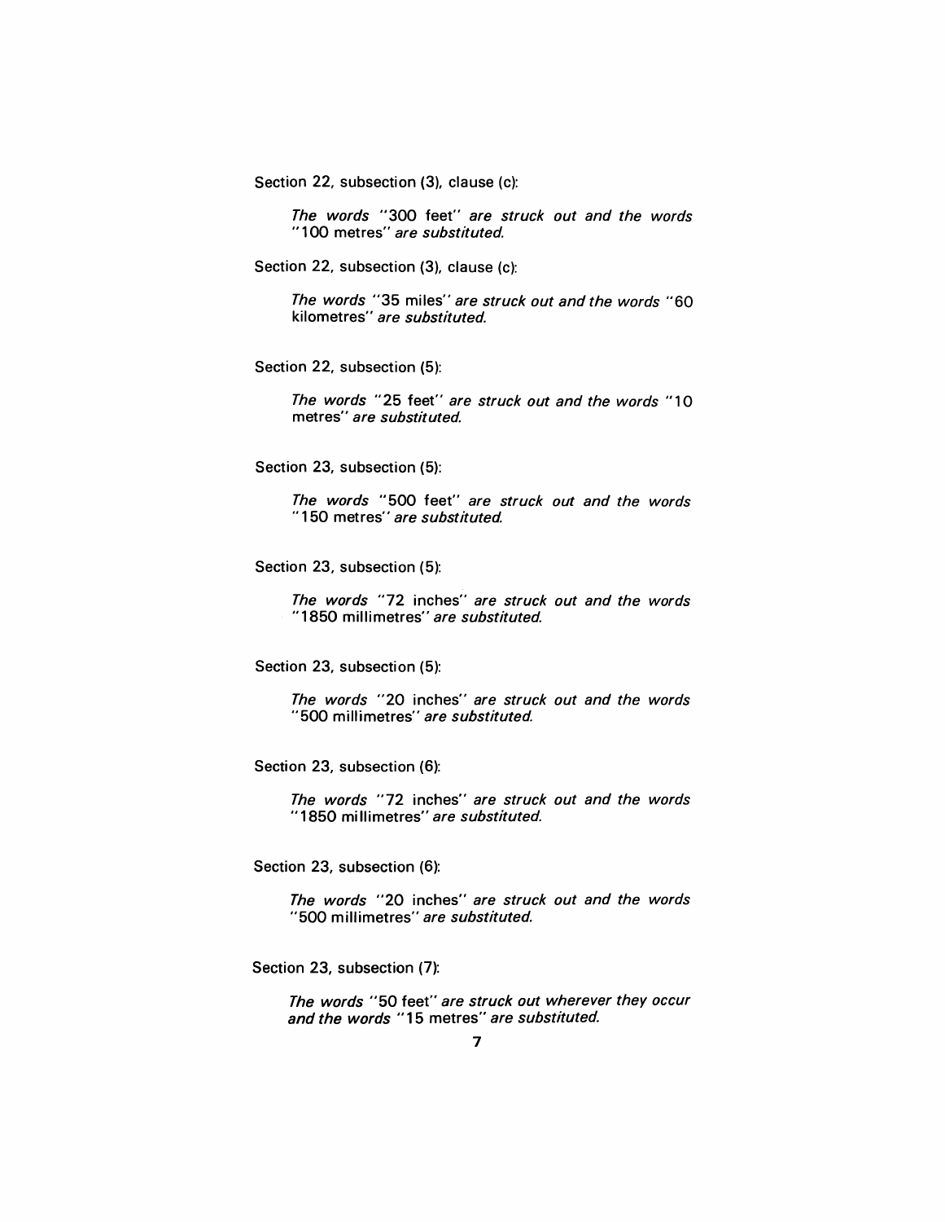Section 22, subsection (3), clause (c):

> *The words* "300 feet" *are struck out and the words* "100 metres" *are substituted.*

Section 22, subsection (3), clause (c):

> *The words* "35 miles" *are struck out and the words* "60 kilometres" *are substituted.*

Section 22, subsection (5):

> *The words* "25 feet" *are struck out and the words* "10 metres" *are substituted.*

Section 23, subsection (5):

> *The words* "500 feet" *are struck out and the words* "150 metres" *are substituted.*

Section 23, subsection (5):

> *The words* "72 inches" *are struck out and the words* "1850 millimetres" *are substituted.*

Section 23, subsection (5):

> *The words* "20 inches" *are struck out and the words* "500 millimetres" *are substituted.*

Section 23, subsection (6):

> *The words* "72 inches" *are struck out and the words* "1850 millimetres" *are substituted.*

Section 23, subsection (6):

> *The words* "20 inches" *are struck out and the words* "500 millimetres" *are substituted.*

Section 23, subsection (7):

> *The words* "50 feet" *are struck out wherever they occur and the words* "15 metres" *are substituted.*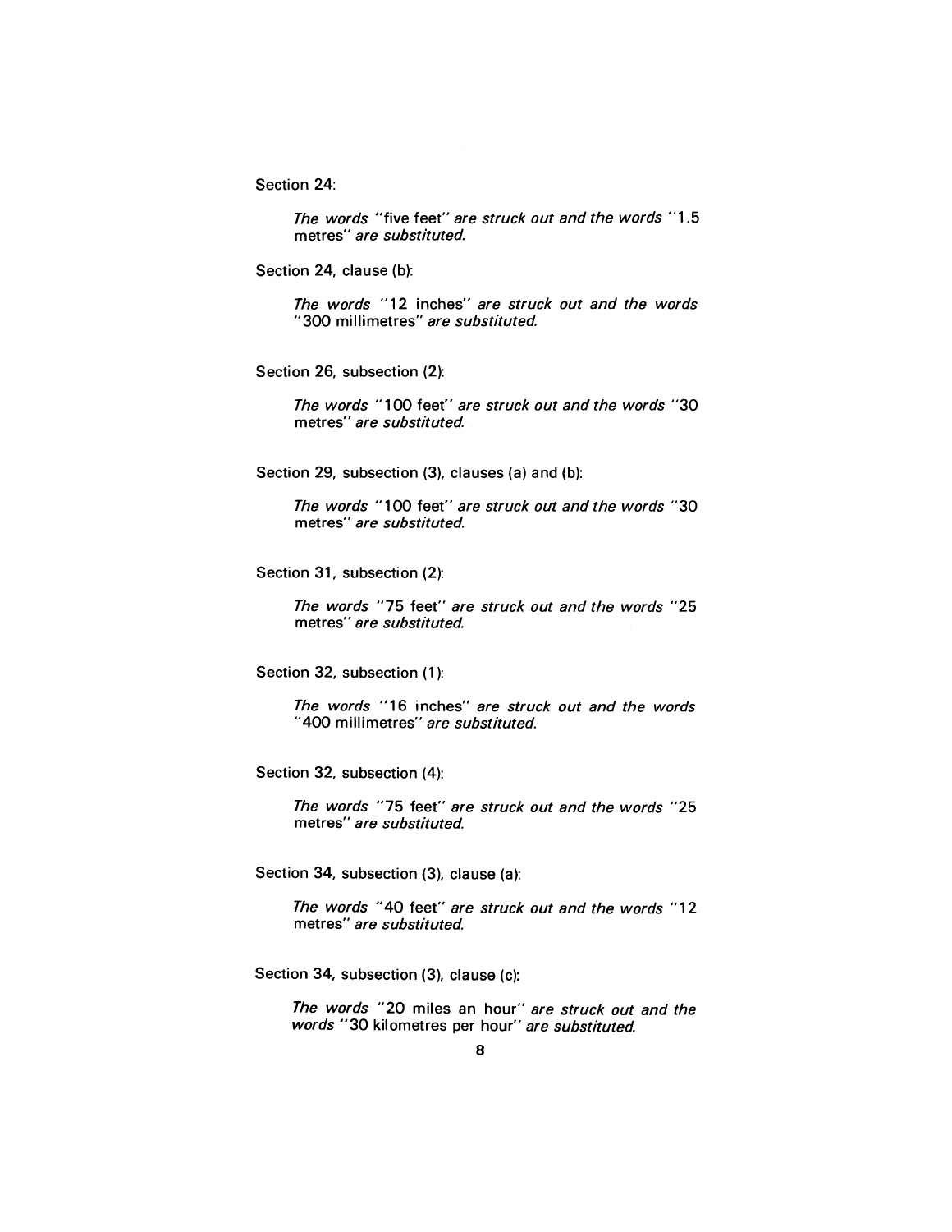Section 24:

> *The words* "five feet" *are struck out and the words* "1.5 metres" *are substituted.*

Section 24, clause (b):

> *The words* "12 inches" *are struck out and the words* "300 millimetres" *are substituted.*

Section 26, subsection (2):

> *The words* "100 feet" *are struck out and the words* "30 metres" *are substituted.*

Section 29, subsection (3), clauses (a) and (b):

> *The words* "100 feet" *are struck out and the words* "30 metres" *are substituted.*

Section 31, subsection (2):

> *The words* "75 feet" *are struck out and the words* "25 metres" *are substituted.*

Section 32, subsection (1):

> *The words* "16 inches" *are struck out and the words* "400 millimetres" *are substituted.*

Section 32, subsection (4):

> *The words* "75 feet" *are struck out and the words* "25 metres" *are substituted.*

Section 34, subsection (3), clause (a):

> *The words* "40 feet" *are struck out and the words* "12 metres" *are substituted.*

Section 34, subsection (3), clause (c):

> *The words* "20 miles an hour" *are struck out and the words* "30 kilometres per hour" *are substituted.*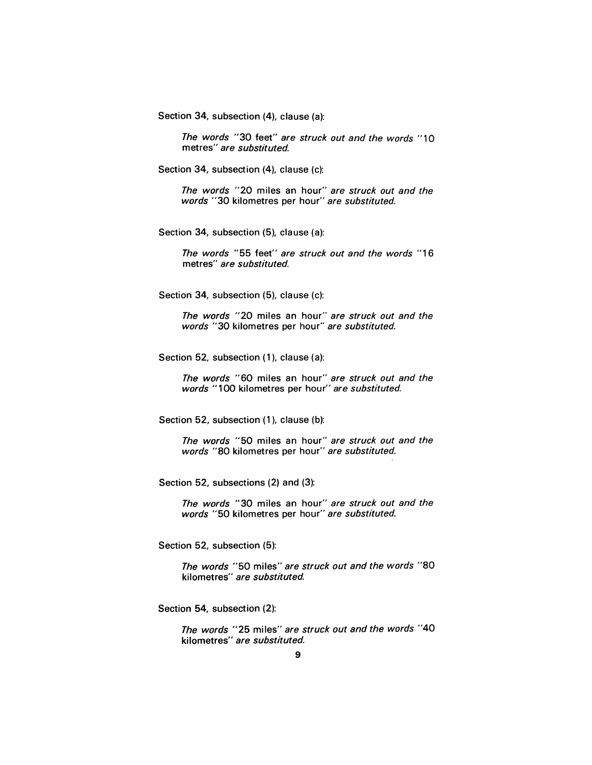Section 34, subsection (4), clause (a):

> *The words* "30 feet" *are struck out and the words* "10 metres" *are substituted.*

Section 34, subsection (4), clause (c):

> *The words* "20 miles an hour" *are struck out and the words* "30 kilometres per hour" *are substituted.*

Section 34, subsection (5), clause (a):

> *The words* "55 feet" *are struck out and the words* "16 metres" *are substituted.*

Section 34, subsection (5), clause (c):

> *The words* "20 miles an hour" *are struck out and the words* "30 kilometres per hour" *are substituted.*

Section 52, subsection (1), clause (a):

> *The words* "60 miles an hour" *are struck out and the words* "100 kilometres per hour" *are substituted.*

Section 52, subsection (1), clause (b):

> *The words* "50 miles an hour" *are struck out and the words* "80 kilometres per hour" *are substituted.*

Section 52, subsections (2) and (3):

> *The words* "30 miles an hour" *are struck out and the words* "50 kilometres per hour" *are substituted.*

Section 52, subsection (5):

> *The words* "50 miles" *are struck out and the words* "80 kilometres" *are substituted.*

Section 54, subsection (2):

> *The words* "25 miles" *are struck out and the words* "40 kilometres" *are substituted.*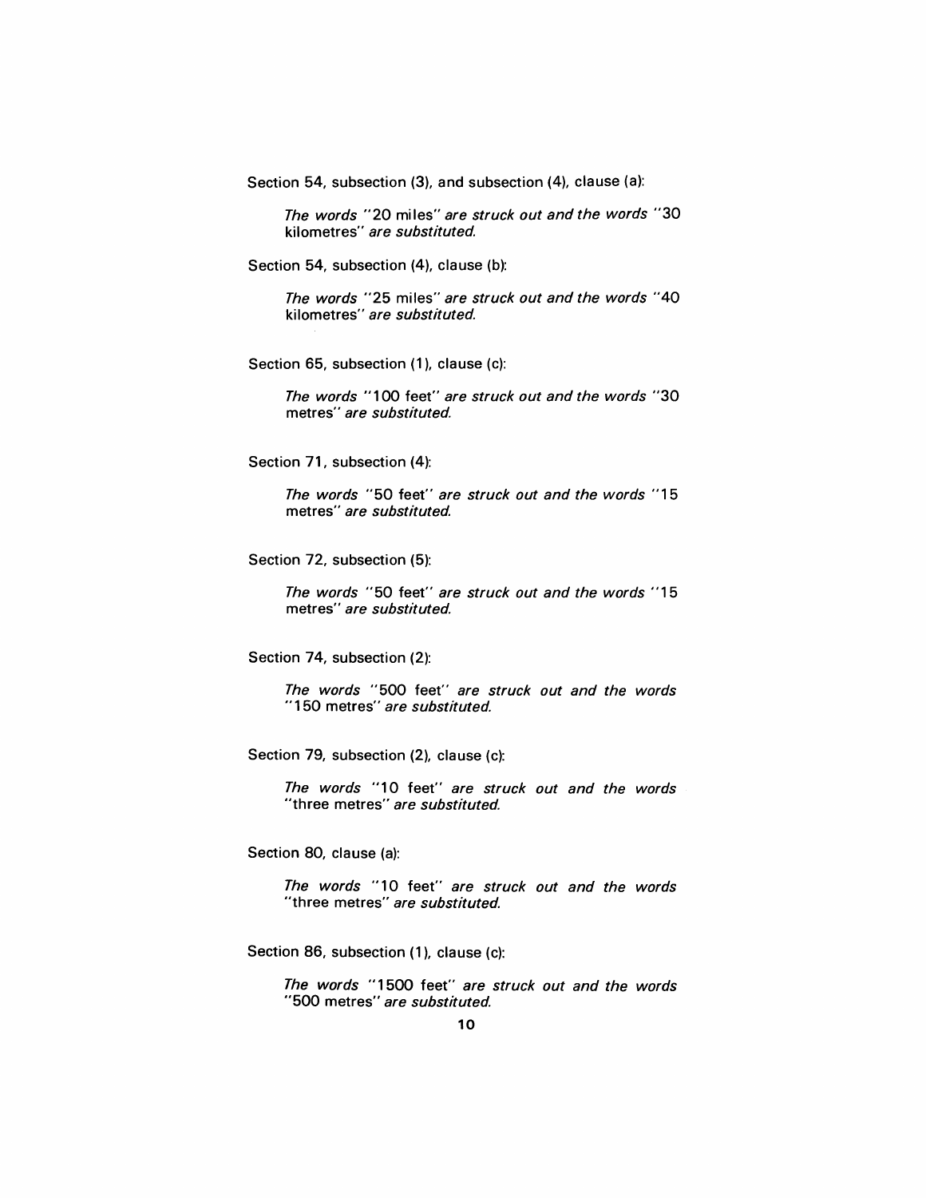Section 54, subsection (3), and subsection (4), clause (a):

*The words* "20 miles" *are struck out and the words* "30 kilometres" *are substituted.*

Section 54, subsection (4), clause (b):

*The words* "25 miles" *are struck out and the words* "40 kilometres" *are substituted.*

Section 65, subsection (1), clause (c):

*The words* "100 feet" *are struck out and the words* "30 metres" *are substituted.*

Section 71, subsection (4):

*The words* "50 feet" *are struck out and the words* "15 metres" *are substituted.*

Section 72, subsection (5):

*The words* "50 feet" *are struck out and the words* "15 metres" *are substituted.*

Section 74, subsection (2):

*The words* "500 feet" *are struck out and the words* "150 metres" *are substituted.*

Section 79, subsection (2), clause (c):

*The words* "10 feet" *are struck out and the words* "three metres" *are substituted.*

Section 80, clause (a):

*The words* "10 feet" *are struck out and the words* "three metres" *are substituted.*

Section 86, subsection (1), clause (c):

*The words* "1500 feet" *are struck out and the words* "500 metres" *are substituted.*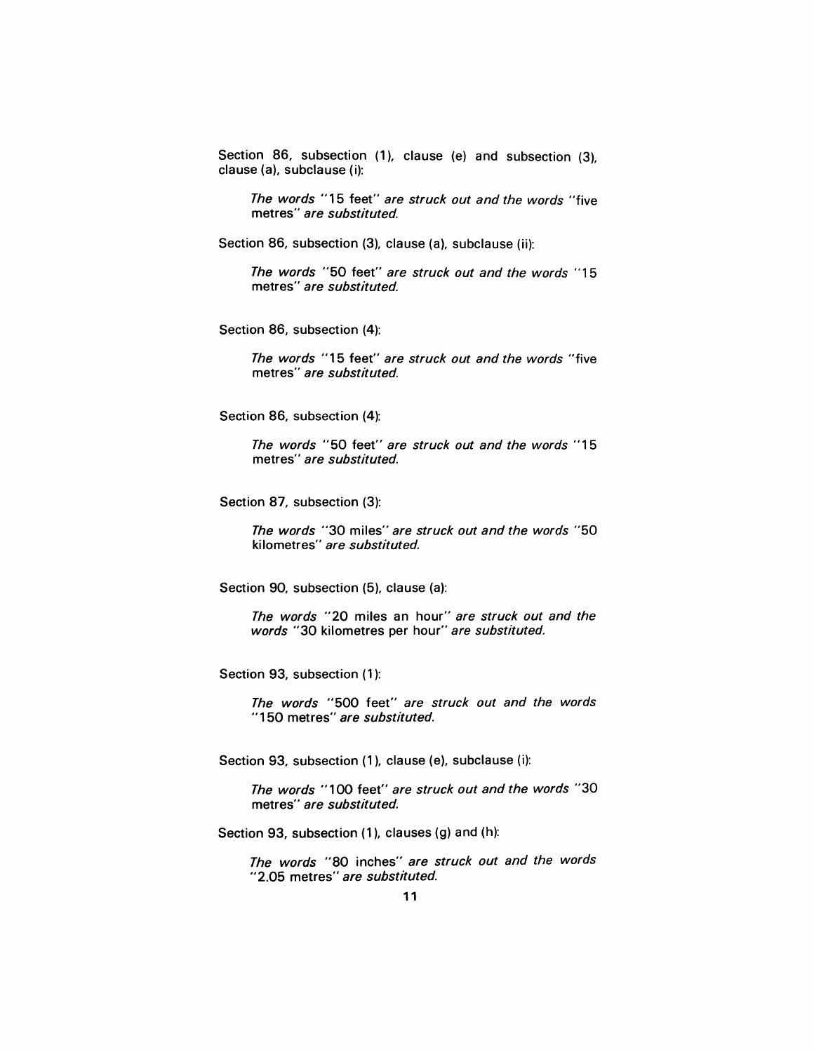Section 86, subsection (1), clause (e) and subsection (3), clause (a), subclause (i):

> *The words* "15 feet" *are struck out and the words* "five metres" *are substituted.*

Section 86, subsection (3), clause (a), subclause (ii):

> *The words* "50 feet" *are struck out and the words* "15 metres" *are substituted.*

Section 86, subsection (4):

> *The words* "15 feet" *are struck out and the words* "five metres" *are substituted.*

Section 86, subsection (4):

> *The words* "50 feet" *are struck out and the words* "15 metres" *are substituted.*

Section 87, subsection (3):

> *The words* "30 miles" *are struck out and the words* "50 kilometres" *are substituted.*

Section 90, subsection (5), clause (a):

> *The words* "20 miles an hour" *are struck out and the words* "30 kilometres per hour" *are substituted.*

Section 93, subsection (1):

> *The words* "500 feet" *are struck out and the words* "150 metres" *are substituted.*

Section 93, subsection (1), clause (e), subclause (i):

> *The words* "100 feet" *are struck out and the words* "30 metres" *are substituted.*

Section 93, subsection (1), clauses (g) and (h):

> *The words* "80 inches" *are struck out and the words* "2.05 metres" *are substituted.*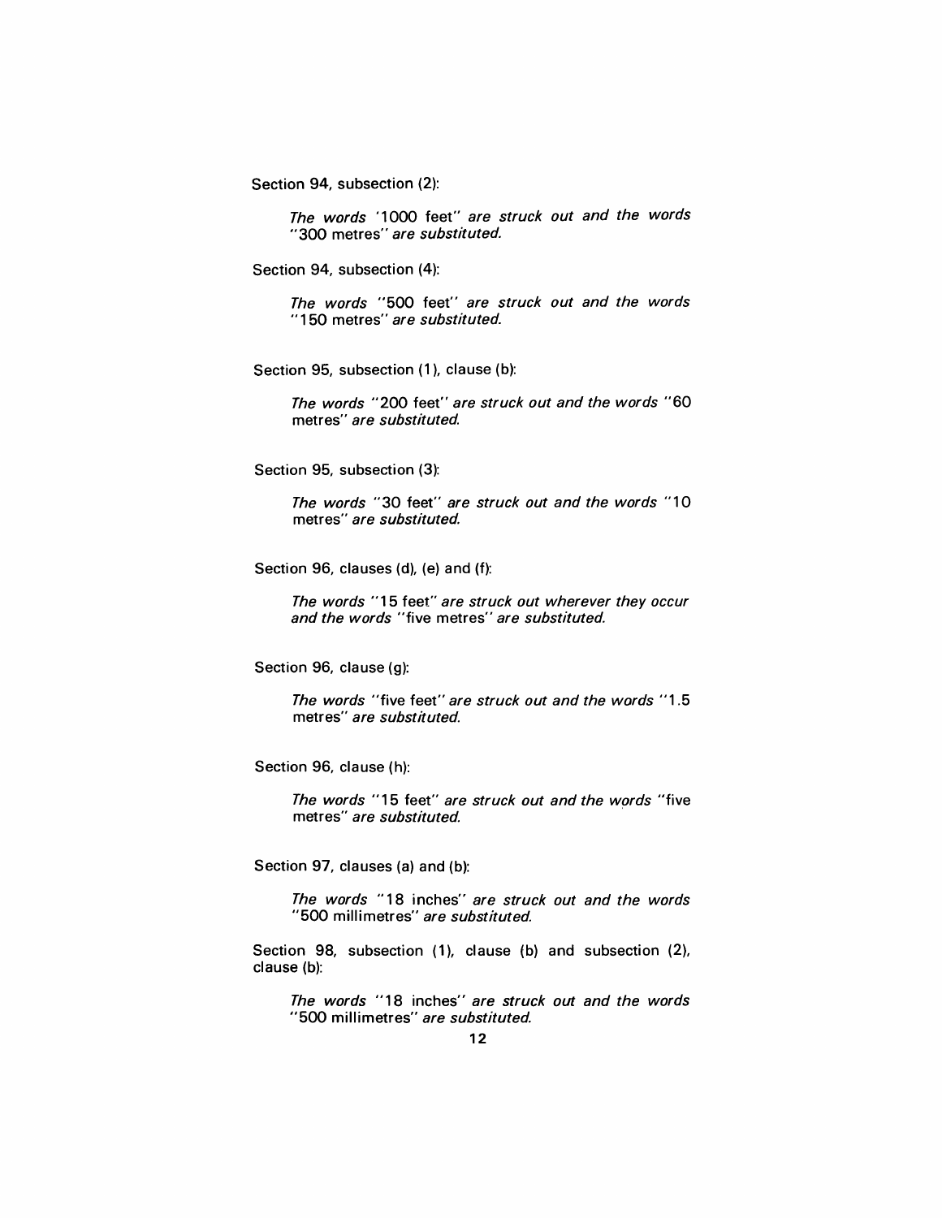Section 94, subsection (2):

> *The words* '1000 feet" *are struck out and the words* "300 metres" *are substituted.*

Section 94, subsection (4):

> *The words* "500 feet" *are struck out and the words* "150 metres" *are substituted.*

Section 95, subsection (1), clause (b):

> *The words* "200 feet" *are struck out and the words* "60 metres" *are substituted.*

Section 95, subsection (3):

> *The words* "30 feet" *are struck out and the words* "10 metres" *are substituted.*

Section 96, clauses (d), (e) and (f):

> *The words* "15 feet" *are struck out wherever they occur and the words* "five metres" *are substituted.*

Section 96, clause (g):

> *The words* "five feet" *are struck out and the words* "1.5 metres" *are substituted.*

Section 96, clause (h):

> *The words* "15 feet" *are struck out and the words* "five metres" *are substituted.*

Section 97, clauses (a) and (b):

> *The words* "18 inches" *are struck out and the words* "500 millimetres" *are substituted.*

Section 98, subsection (1), clause (b) and subsection (2), clause (b):

> *The words* "18 inches" *are struck out and the words* "500 millimetres" *are substituted.*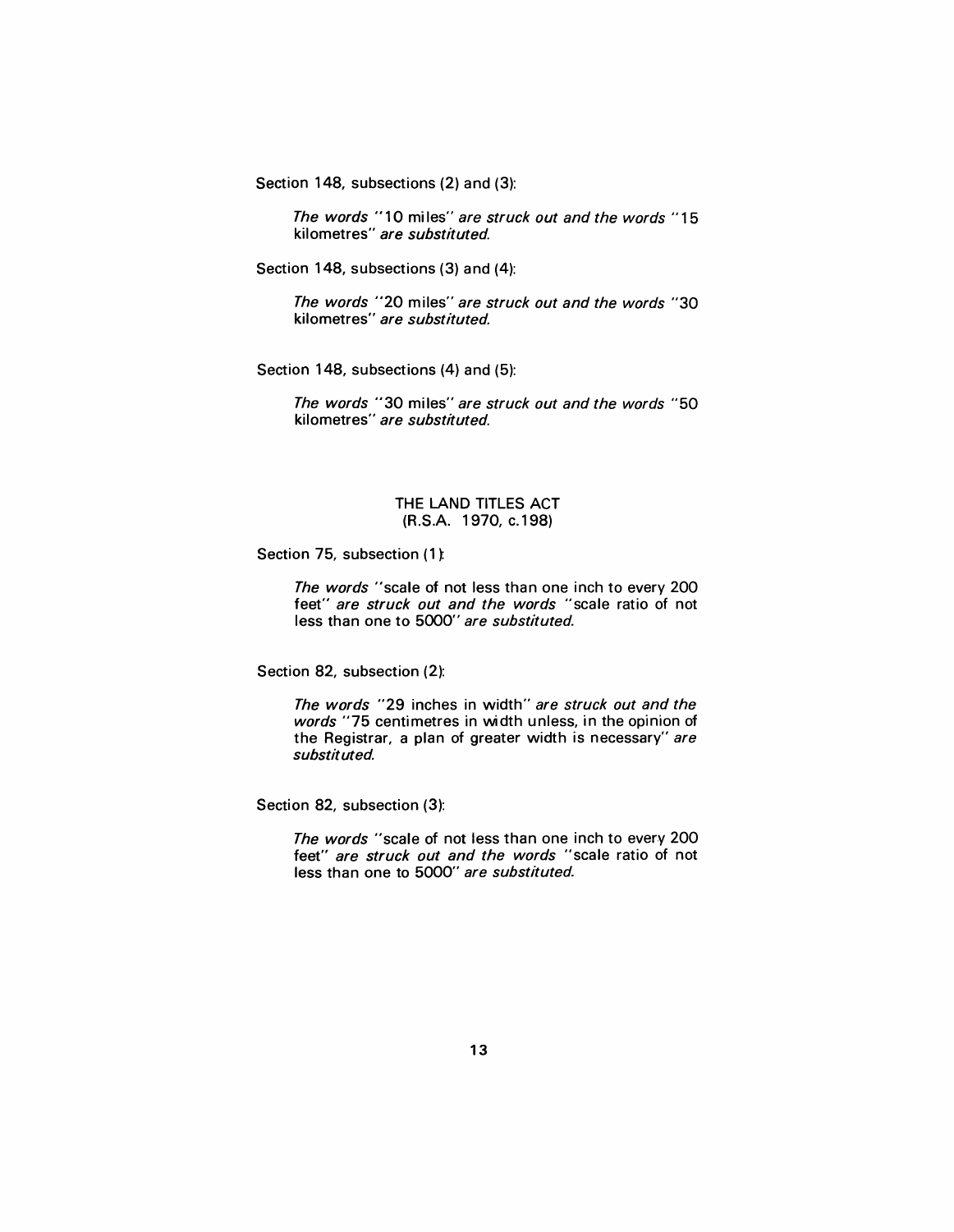Section 148, subsections (2) and (3):

> *The words* "10 miles" *are struck out and the words* "15 kilometres" *are substituted.*

Section 148, subsections (3) and (4):

> *The words* "20 miles" *are struck out and the words* "30 kilometres" *are substituted.*

Section 148, subsections (4) and (5):

> *The words* "30 miles" *are struck out and the words* "50 kilometres" *are substituted.*

## THE LAND TITLES ACT
## (R.S.A. 1970, c.198)

Section 75, subsection (1):

> *The words* "scale of not less than one inch to every 200 feet" *are struck out and the words* "scale ratio of not less than one to 5000" *are substituted.*

Section 82, subsection (2):

> *The words* "29 inches in width" *are struck out and the words* "75 centimetres in width unless, in the opinion of the Registrar, a plan of greater width is necessary" *are substituted.*

Section 82, subsection (3):

> *The words* "scale of not less than one inch to every 200 feet" *are struck out and the words* "scale ratio of not less than one to 5000" *are substituted.*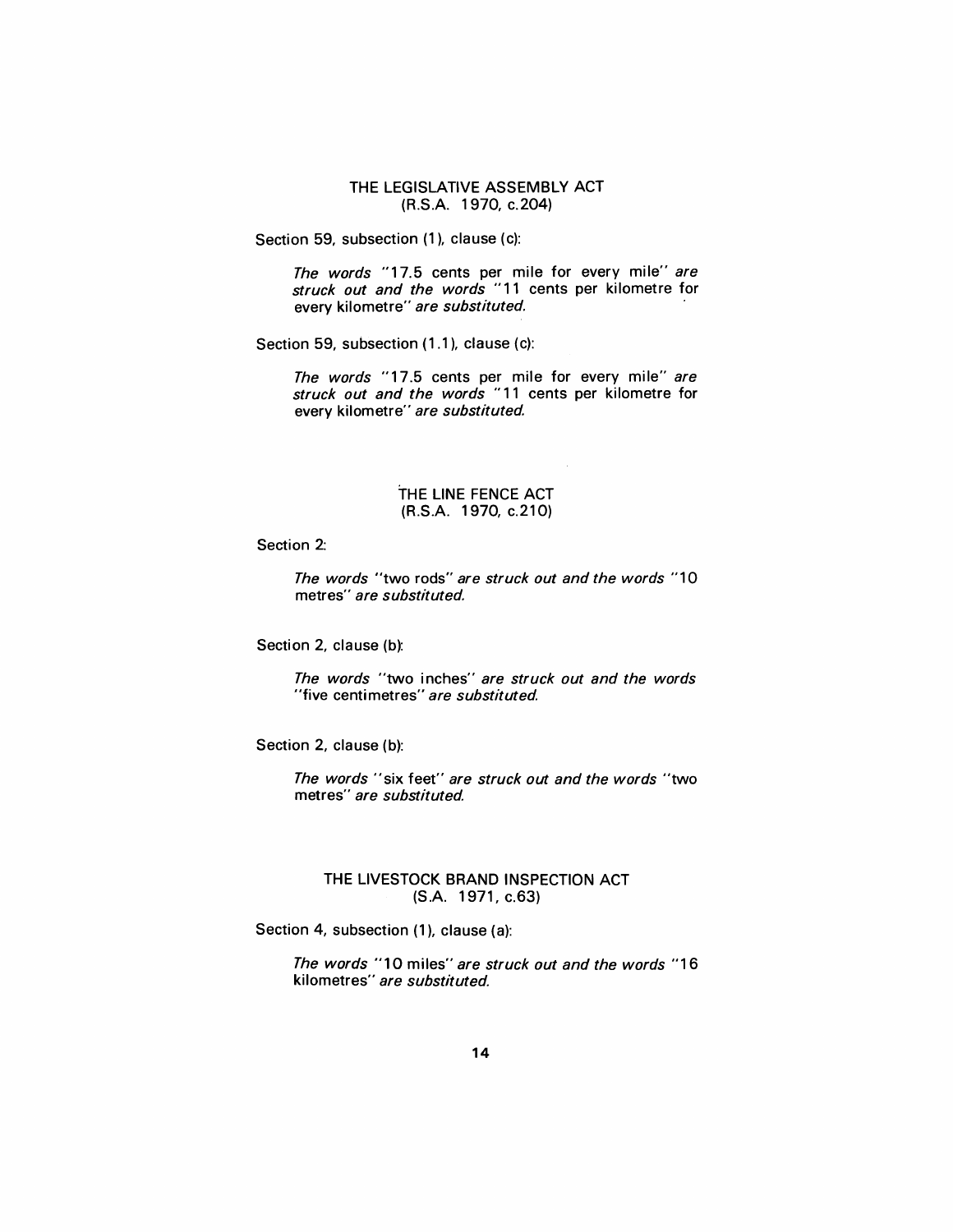## THE LEGISLATIVE ASSEMBLY ACT
(R.S.A. 1970, c.204)

Section 59, subsection (1), clause (c):

> *The words* "17.5 cents per mile for every mile" *are struck out and the words* "11 cents per kilometre for every kilometre" *are substituted.*

Section 59, subsection (1.1), clause (c):

> *The words* "17.5 cents per mile for every mile" *are struck out and the words* "11 cents per kilometre for every kilometre" *are substituted.*

## THE LINE FENCE ACT
(R.S.A. 1970, c.210)

Section 2:

> *The words* "two rods" *are struck out and the words* "10 metres" *are substituted.*

Section 2, clause (b):

> *The words* "two inches" *are struck out and the words* "five centimetres" *are substituted.*

Section 2, clause (b):

> *The words* "six feet" *are struck out and the words* "two metres" *are substituted.*

## THE LIVESTOCK BRAND INSPECTION ACT
(S.A. 1971, c.63)

Section 4, subsection (1), clause (a):

> *The words* "10 miles" *are struck out and the words* "16 kilometres" *are substituted.*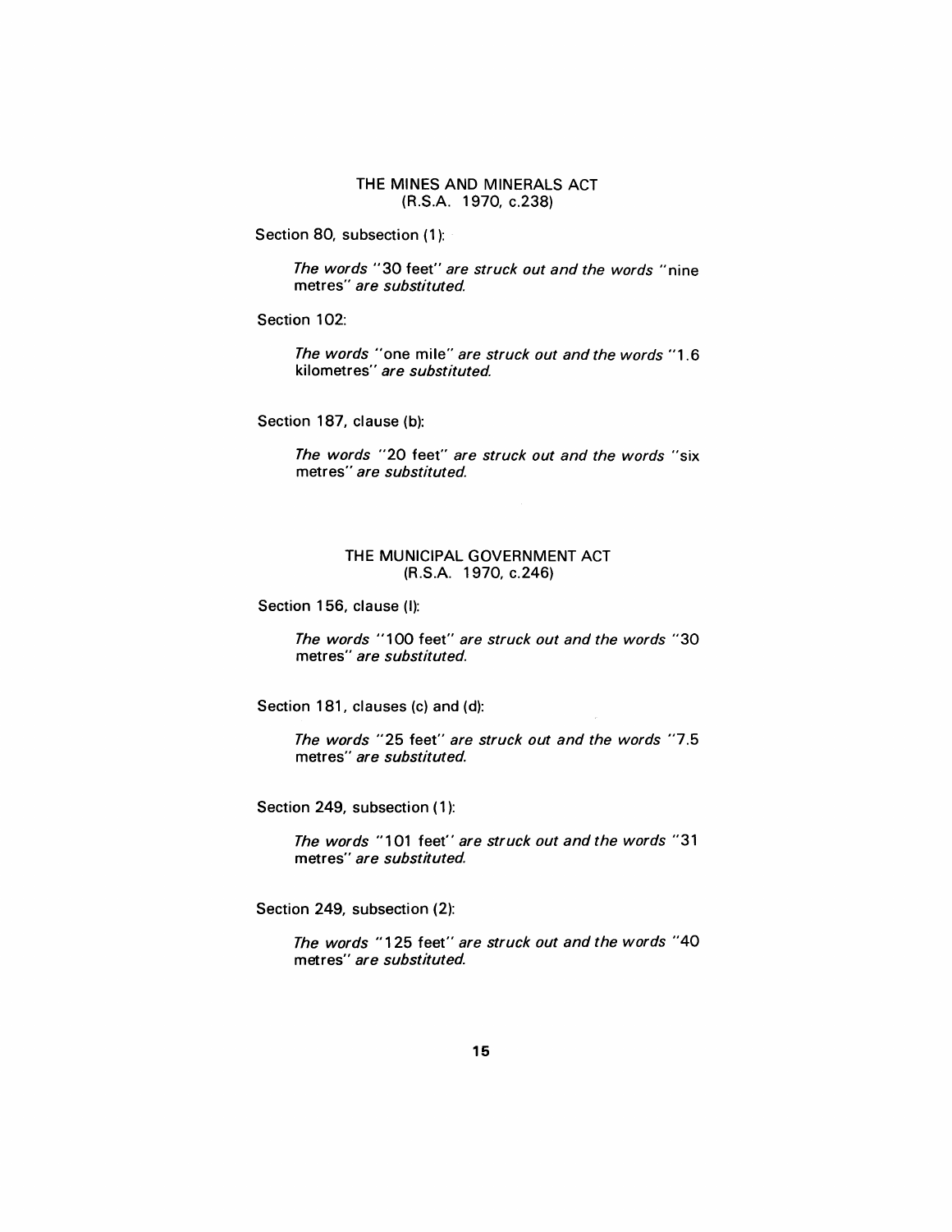## THE MINES AND MINERALS ACT
## (R.S.A. 1970, c.238)

Section 80, subsection (1):

> *The words* "30 feet" *are struck out and the words* "nine metres" *are substituted.*

Section 102:

> *The words* "one mile" *are struck out and the words* "1.6 kilometres" *are substituted.*

Section 187, clause (b):

> *The words* "20 feet" *are struck out and the words* "six metres" *are substituted.*

## THE MUNICIPAL GOVERNMENT ACT
## (R.S.A. 1970, c.246)

Section 156, clause (l):

> *The words* "100 feet" *are struck out and the words* "30 metres" *are substituted.*

Section 181, clauses (c) and (d):

> *The words* "25 feet" *are struck out and the words* "7.5 metres" *are substituted.*

Section 249, subsection (1):

> *The words* "101 feet" *are struck out and the words* "31 metres" *are substituted.*

Section 249, subsection (2):

> *The words* "125 feet" *are struck out and the words* "40 metres" *are substituted.*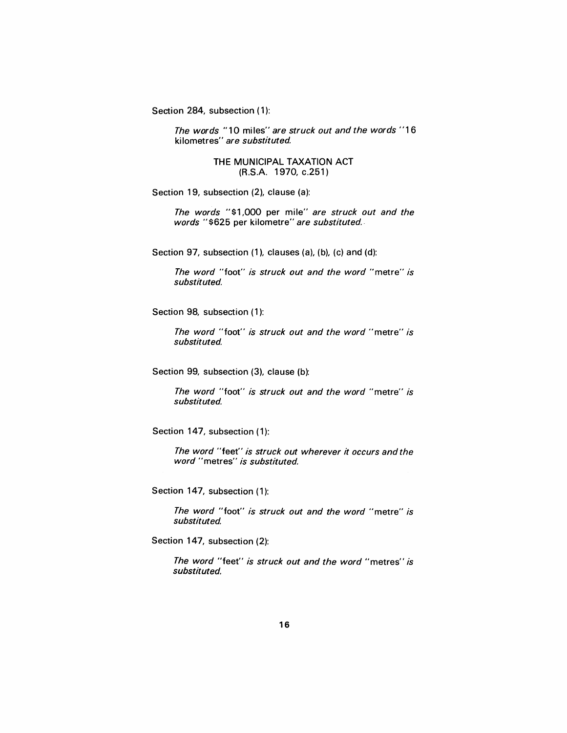Section 284, subsection (1):

> *The words* "10 miles" *are struck out and the words* "16 kilometres" *are substituted.*

THE MUNICIPAL TAXATION ACT
(R.S.A. 1970, c.251)

Section 19, subsection (2), clause (a):

> *The words* "$1,000 per mile" *are struck out and the words* "$625 per kilometre" *are substituted.*

Section 97, subsection (1), clauses (a), (b), (c) and (d):

> *The word* "foot" *is struck out and the word* "metre" *is substituted.*

Section 98, subsection (1):

> *The word* "foot" *is struck out and the word* "metre" *is substituted.*

Section 99, subsection (3), clause (b):

> *The word* "foot" *is struck out and the word* "metre" *is substituted.*

Section 147, subsection (1):

> *The word* "feet" *is struck out wherever it occurs and the word* "metres" *is substituted.*

Section 147, subsection (1):

> *The word* "foot" *is struck out and the word* "metre" *is substituted.*

Section 147, subsection (2):

> *The word* "feet" *is struck out and the word* "metres" *is substituted.*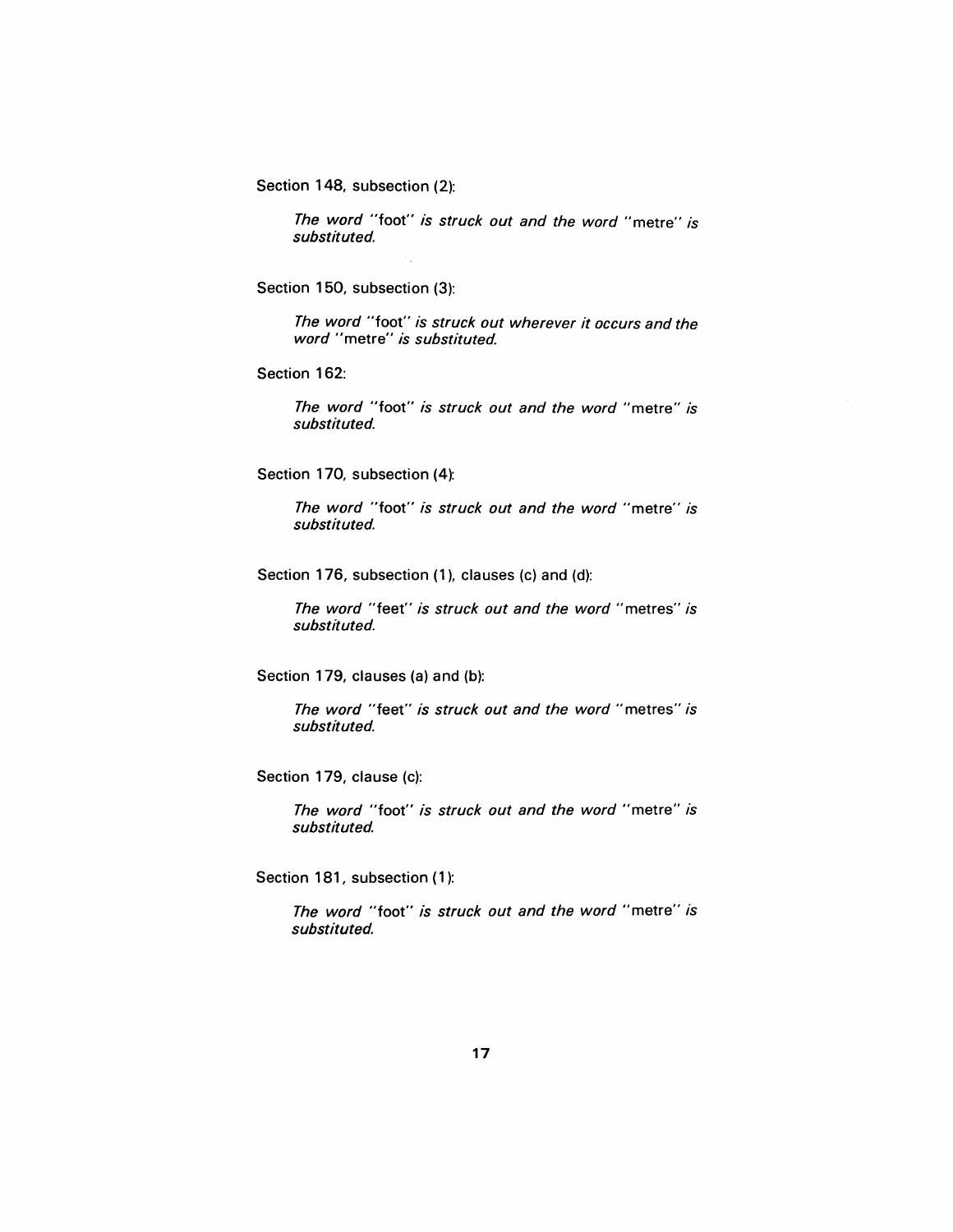Section 148, subsection (2):

> *The word* "foot" *is struck out and the word* "metre" *is substituted.*

Section 150, subsection (3):

> *The word* "foot" *is struck out wherever it occurs and the word* "metre" *is substituted.*

Section 162:

> *The word* "foot" *is struck out and the word* "metre" *is substituted.*

Section 170, subsection (4):

> *The word* "foot" *is struck out and the word* "metre" *is substituted.*

Section 176, subsection (1), clauses (c) and (d):

> *The word* "feet" *is struck out and the word* "metres" *is substituted.*

Section 179, clauses (a) and (b):

> *The word* "feet" *is struck out and the word* "metres" *is substituted.*

Section 179, clause (c):

> *The word* "foot" *is struck out and the word* "metre" *is substituted.*

Section 181, subsection (1):

> *The word* "foot" *is struck out and the word* "metre" *is substituted.*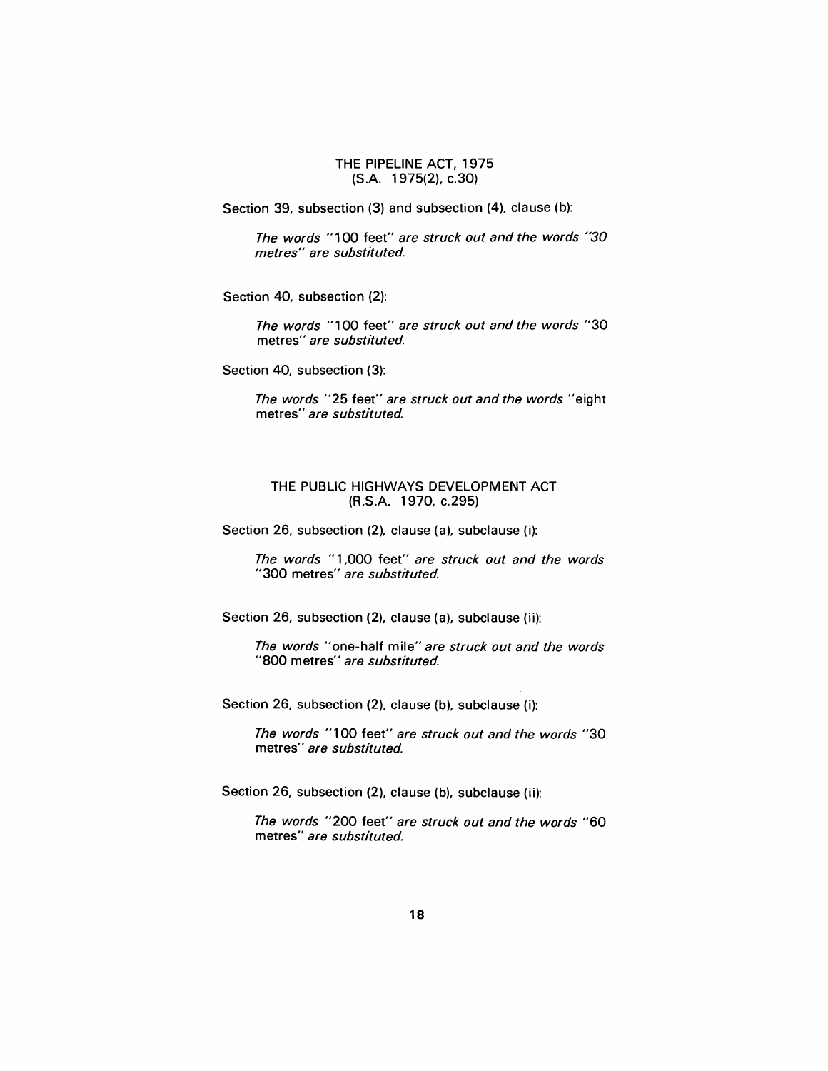## THE PIPELINE ACT, 1975
(S.A. 1975(2), c.30)

Section 39, subsection (3) and subsection (4), clause (b):

*The words* "100 feet" *are struck out and the words* "30 metres" *are substituted.*

Section 40, subsection (2):

*The words* "100 feet" *are struck out and the words* "30 metres" *are substituted.*

Section 40, subsection (3):

*The words* "25 feet" *are struck out and the words* "eight metres" *are substituted.*

## THE PUBLIC HIGHWAYS DEVELOPMENT ACT
(R.S.A. 1970, c.295)

Section 26, subsection (2), clause (a), subclause (i):

*The words* "1,000 feet" *are struck out and the words* "300 metres" *are substituted.*

Section 26, subsection (2), clause (a), subclause (ii):

*The words* "one-half mile" *are struck out and the words* "800 metres" *are substituted.*

Section 26, subsection (2), clause (b), subclause (i):

*The words* "100 feet" *are struck out and the words* "30 metres" *are substituted.*

Section 26, subsection (2), clause (b), subclause (ii):

*The words* "200 feet" *are struck out and the words* "60 metres" *are substituted.*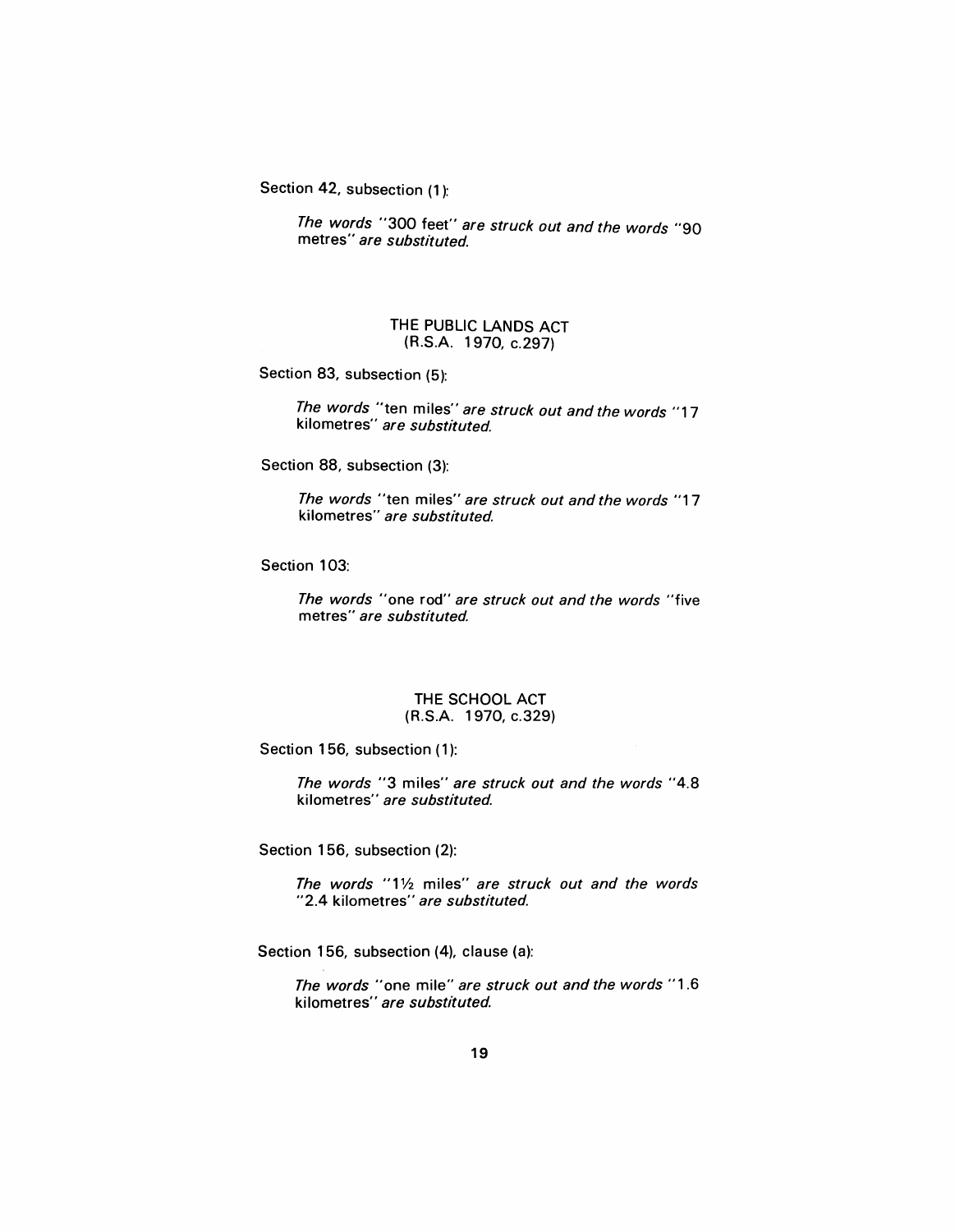Section 42, subsection (1):

> *The words* "300 feet" *are struck out and the words* "90 metres" *are substituted.*

## THE PUBLIC LANDS ACT
## (R.S.A. 1970, c.297)

Section 83, subsection (5):

> *The words* "ten miles" *are struck out and the words* "17 kilometres" *are substituted.*

Section 88, subsection (3):

> *The words* "ten miles" *are struck out and the words* "17 kilometres" *are substituted.*

Section 103:

> *The words* "one rod" *are struck out and the words* "five metres" *are substituted.*

## THE SCHOOL ACT
## (R.S.A. 1970, c.329)

Section 156, subsection (1):

> *The words* "3 miles" *are struck out and the words* "4.8 kilometres" *are substituted.*

Section 156, subsection (2):

> *The words* "1½ miles" *are struck out and the words* "2.4 kilometres" *are substituted.*

Section 156, subsection (4), clause (a):

> *The words* "one mile" *are struck out and the words* "1.6 kilometres" *are substituted.*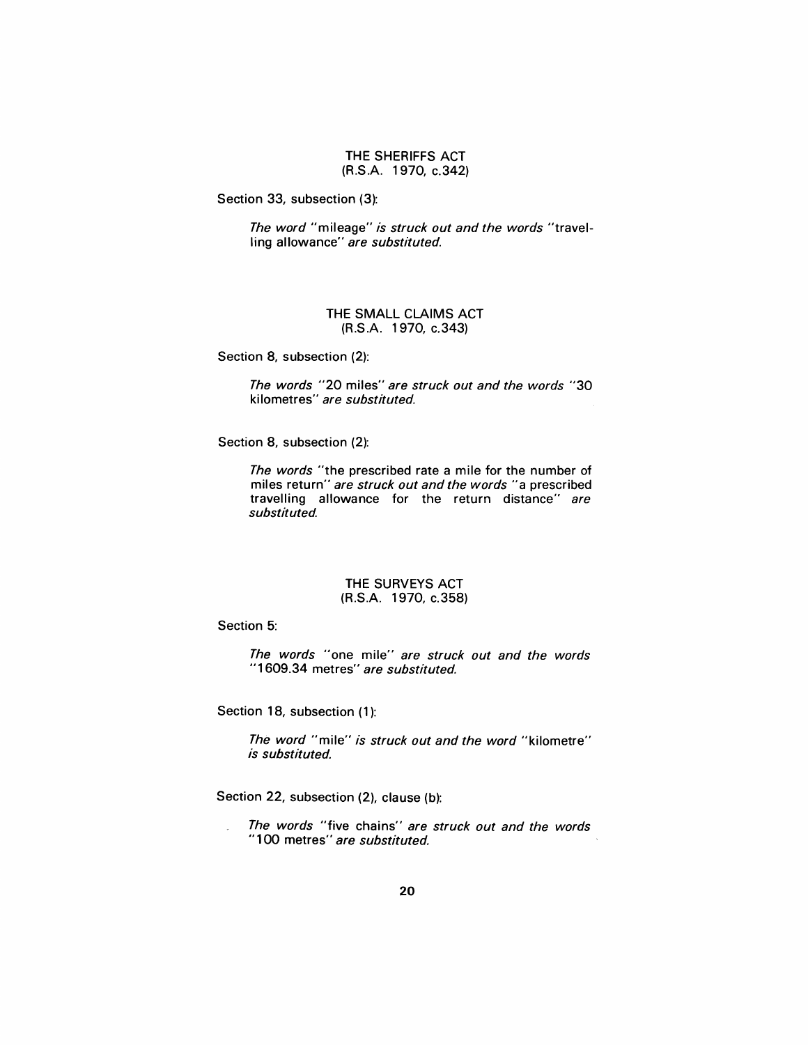### THE SHERIFFS ACT
### (R.S.A. 1970, c.342)

Section 33, subsection (3):

> *The word* "mileage" *is struck out and the words* "travelling allowance" *are substituted.*

### THE SMALL CLAIMS ACT
### (R.S.A. 1970, c.343)

Section 8, subsection (2):

> *The words* "20 miles" *are struck out and the words* "30 kilometres" *are substituted.*

Section 8, subsection (2):

> *The words* "the prescribed rate a mile for the number of miles return" *are struck out and the words* "a prescribed travelling allowance for the return distance" *are substituted.*

### THE SURVEYS ACT
### (R.S.A. 1970, c.358)

Section 5:

> *The words* "one mile" *are struck out and the words* "1609.34 metres" *are substituted.*

Section 18, subsection (1):

> *The word* "mile" *is struck out and the word* "kilometre" *is substituted.*

Section 22, subsection (2), clause (b):

> *The words* "five chains" *are struck out and the words* "100 metres" *are substituted.*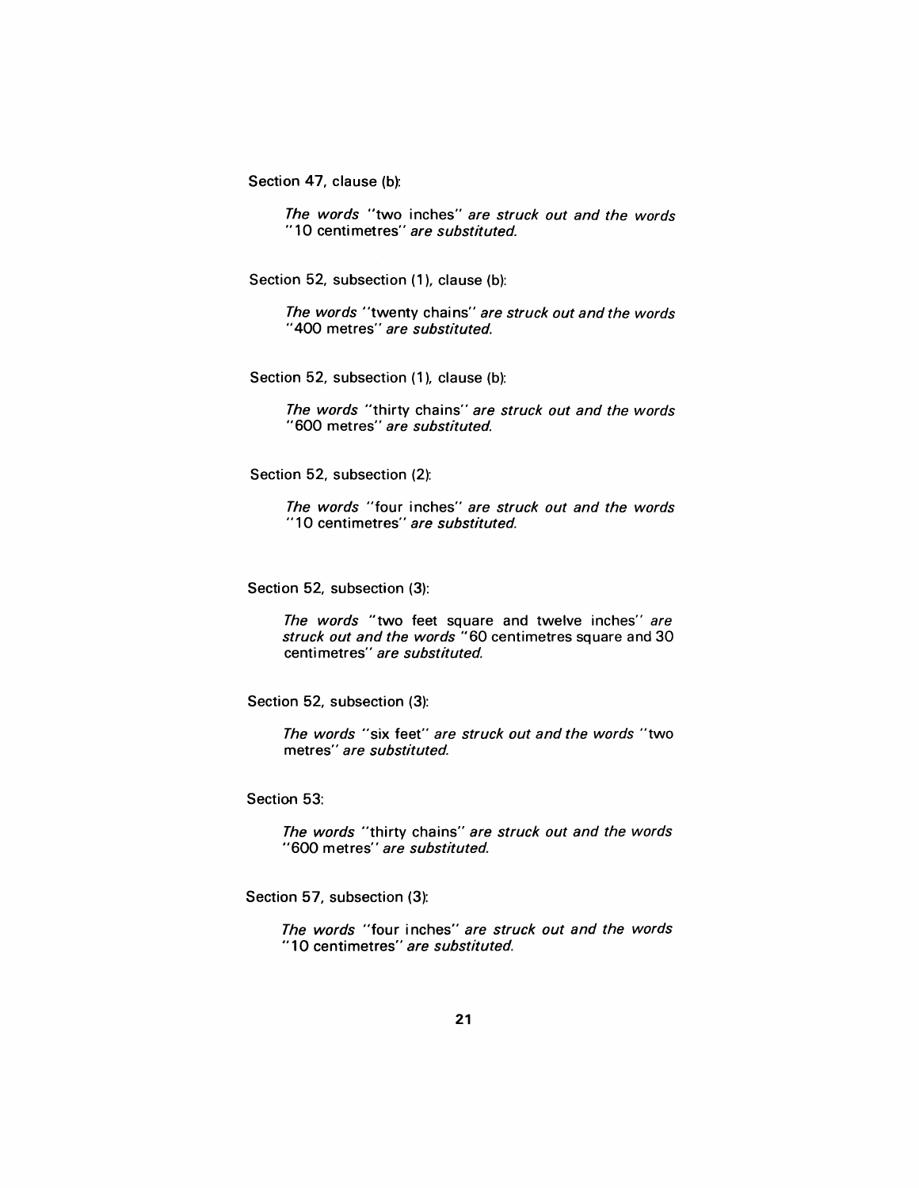Section 47, clause (b):

*The words* "two inches" *are struck out and the words* "10 centimetres" *are substituted.*

Section 52, subsection (1), clause (b):

*The words* "twenty chains" *are struck out and the words* "400 metres" *are substituted.*

Section 52, subsection (1), clause (b):

*The words* "thirty chains" *are struck out and the words* "600 metres" *are substituted.*

Section 52, subsection (2):

*The words* "four inches" *are struck out and the words* "10 centimetres" *are substituted.*

Section 52, subsection (3):

*The words* "two feet square and twelve inches" *are struck out and the words* "60 centimetres square and 30 centimetres" *are substituted.*

Section 52, subsection (3):

*The words* "six feet" *are struck out and the words* "two metres" *are substituted.*

Section 53:

*The words* "thirty chains" *are struck out and the words* "600 metres" *are substituted.*

Section 57, subsection (3):

*The words* "four inches" *are struck out and the words* "10 centimetres" *are substituted.*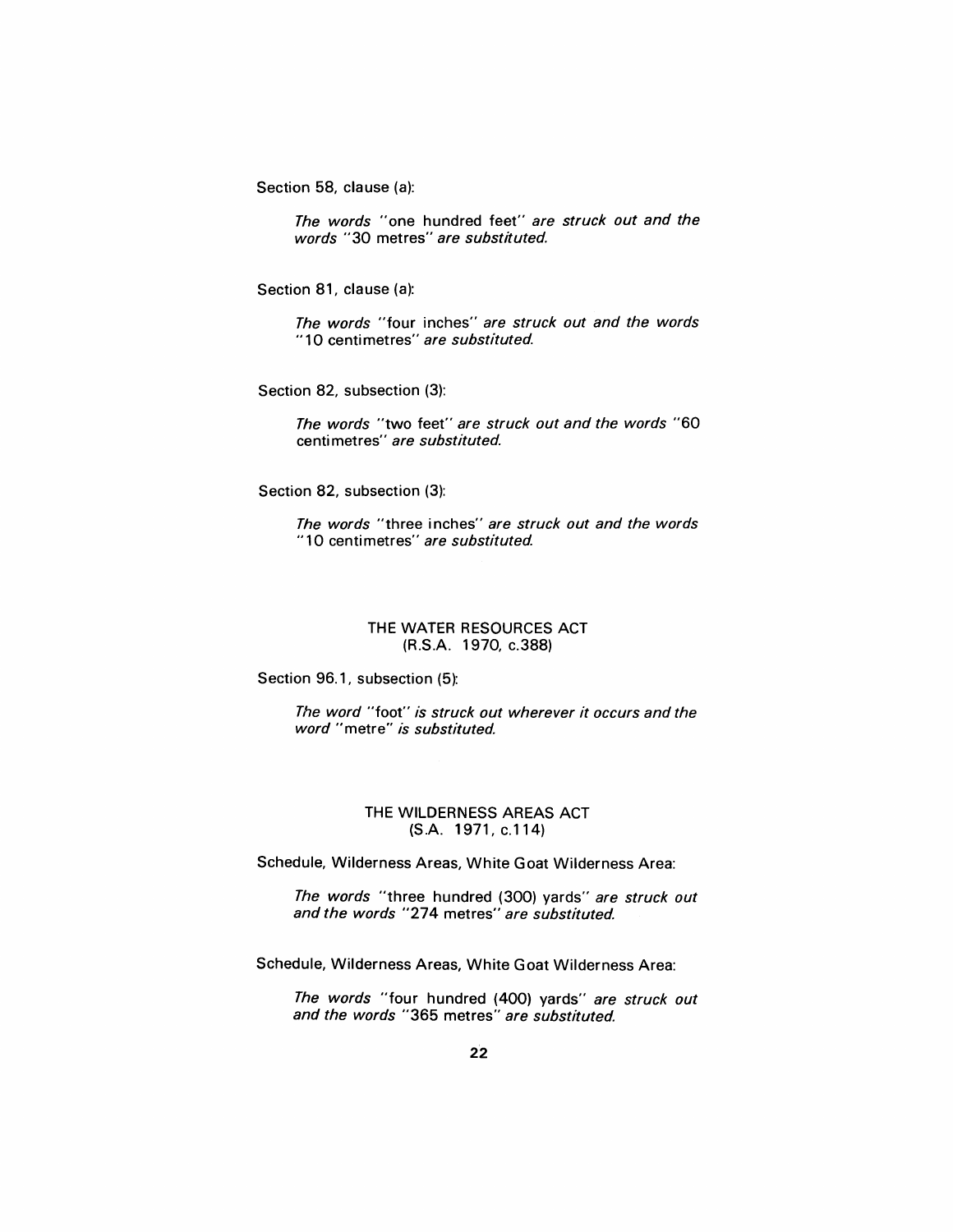Section 58, clause (a):

*The words* "one hundred feet" *are struck out and the words* "30 metres" *are substituted.*

Section 81, clause (a):

*The words* "four inches" *are struck out and the words* "10 centimetres" *are substituted.*

Section 82, subsection (3):

*The words* "two feet" *are struck out and the words* "60 centimetres" *are substituted.*

Section 82, subsection (3):

*The words* "three inches" *are struck out and the words* "10 centimetres" *are substituted.*

## THE WATER RESOURCES ACT
## (R.S.A. 1970, c.388)

Section 96.1, subsection (5):

*The word* "foot" *is struck out wherever it occurs and the word* "metre" *is substituted.*

## THE WILDERNESS AREAS ACT
## (S.A. 1971, c.114)

Schedule, Wilderness Areas, White Goat Wilderness Area:

*The words* "three hundred (300) yards" *are struck out and the words* "274 metres" *are substituted.*

Schedule, Wilderness Areas, White Goat Wilderness Area:

*The words* "four hundred (400) yards" *are struck out and the words* "365 metres" *are substituted.*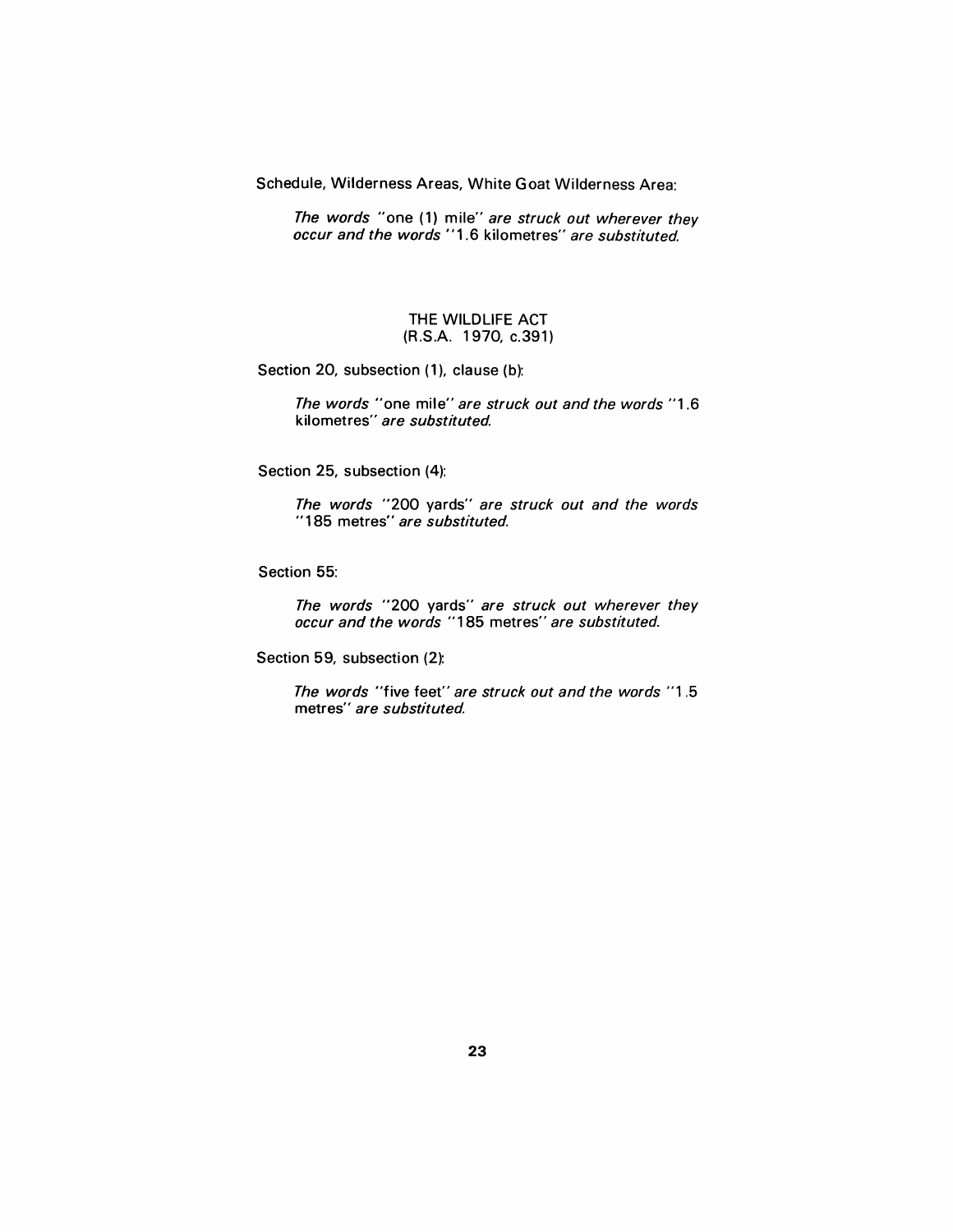Schedule, Wilderness Areas, White Goat Wilderness Area:

> *The words* "one (1) mile" *are struck out wherever they occur and the words* "1.6 kilometres" *are substituted.*

THE WILDLIFE ACT
(R.S.A. 1970, c.391)

Section 20, subsection (1), clause (b):

> *The words* "one mile" *are struck out and the words* "1.6 kilometres" *are substituted.*

Section 25, subsection (4):

> *The words* "200 yards" *are struck out and the words* "185 metres" *are substituted.*

Section 55:

> *The words* "200 yards" *are struck out wherever they occur and the words* "185 metres" *are substituted.*

Section 59, subsection (2):

> *The words* "five feet" *are struck out and the words* "1.5 metres" *are substituted.*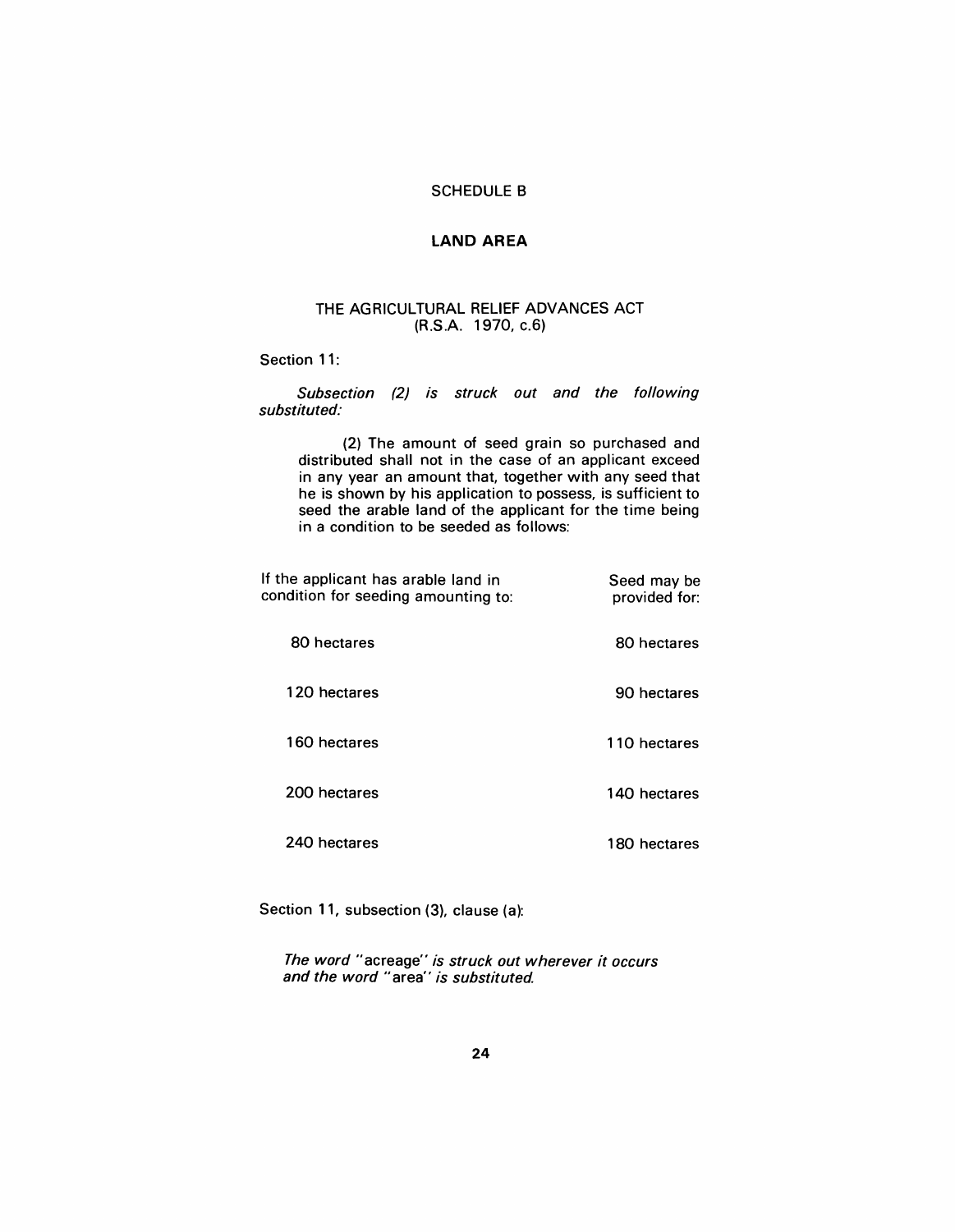SCHEDULE B

## LAND AREA

THE AGRICULTURAL RELIEF ADVANCES ACT
(R.S.A. 1970, c.6)

Section 11:

*Subsection (2) is struck out and the following substituted:*

> (2) The amount of seed grain so purchased and distributed shall not in the case of an applicant exceed in any year an amount that, together with any seed that he is shown by his application to possess, is sufficient to seed the arable land of the applicant for the time being in a condition to be seeded as follows:

| If the applicant has arable land in condition for seeding amounting to: | Seed may be provided for: |
|---|---|
| 80 hectares | 80 hectares |
| 120 hectares | 90 hectares |
| 160 hectares | 110 hectares |
| 200 hectares | 140 hectares |
| 240 hectares | 180 hectares |

Section 11, subsection (3), clause (a):

*The word* "acreage" *is struck out wherever it occurs and the word* "area" *is substituted.*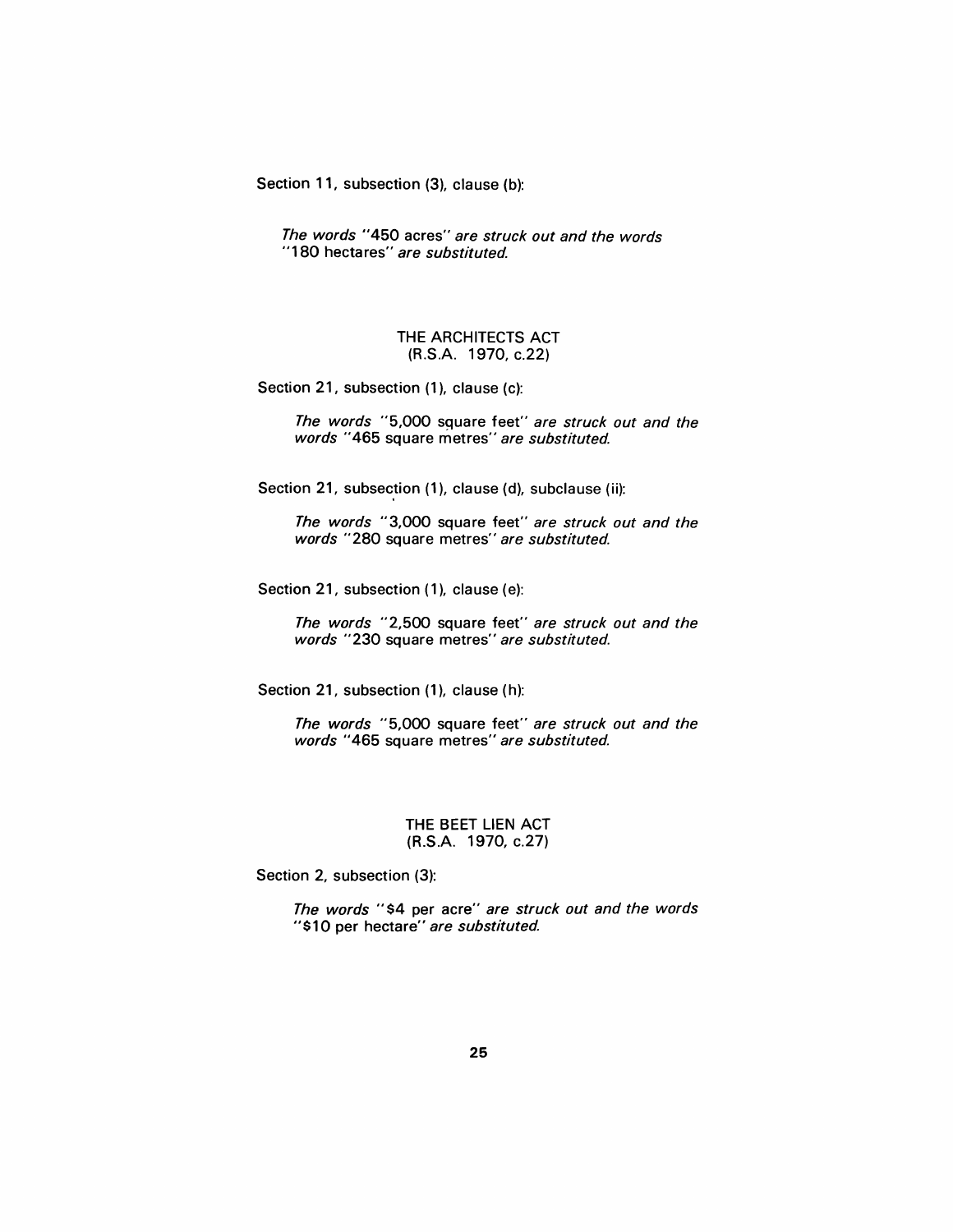Section 11, subsection (3), clause (b):

*The words* "450 acres" *are struck out and the words* "180 hectares" *are substituted.*

## THE ARCHITECTS ACT
## (R.S.A. 1970, c.22)

Section 21, subsection (1), clause (c):

*The words* "5,000 square feet" *are struck out and the words* "465 square metres" *are substituted.*

Section 21, subsection (1), clause (d), subclause (ii):

*The words* "3,000 square feet" *are struck out and the words* "280 square metres" *are substituted.*

Section 21, subsection (1), clause (e):

*The words* "2,500 square feet" *are struck out and the words* "230 square metres" *are substituted.*

Section 21, subsection (1), clause (h):

*The words* "5,000 square feet" *are struck out and the words* "465 square metres" *are substituted.*

## THE BEET LIEN ACT
## (R.S.A. 1970, c.27)

Section 2, subsection (3):

*The words* "$4 per acre" *are struck out and the words* "$10 per hectare" *are substituted.*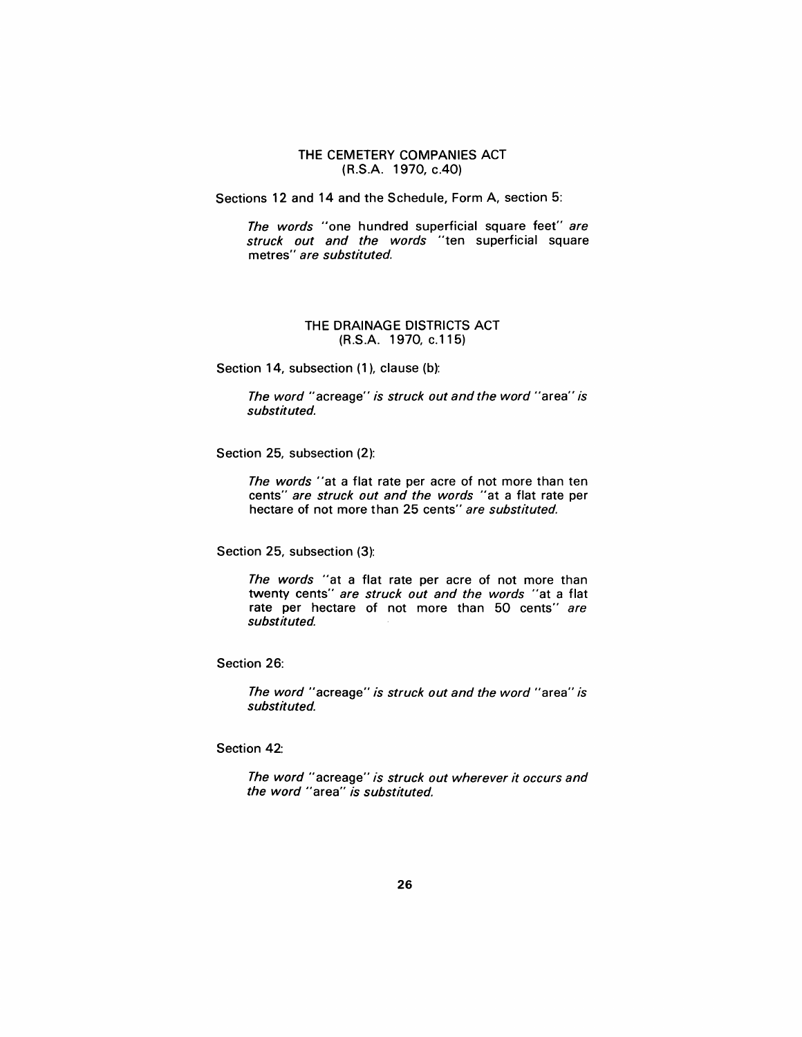## THE CEMETERY COMPANIES ACT
(R.S.A. 1970, c.40)

Sections 12 and 14 and the Schedule, Form A, section 5:

> *The words* "one hundred superficial square feet" *are struck out and the words* "ten superficial square metres" *are substituted.*

## THE DRAINAGE DISTRICTS ACT
(R.S.A. 1970, c.115)

Section 14, subsection (1), clause (b):

> *The word* "acreage" *is struck out and the word* "area" *is substituted.*

Section 25, subsection (2):

> *The words* "at a flat rate per acre of not more than ten cents" *are struck out and the words* "at a flat rate per hectare of not more than 25 cents" *are substituted.*

Section 25, subsection (3):

> *The words* "at a flat rate per acre of not more than twenty cents" *are struck out and the words* "at a flat rate per hectare of not more than 50 cents" *are substituted.*

Section 26:

> *The word* "acreage" *is struck out and the word* "area" *is substituted.*

Section 42:

> *The word* "acreage" *is struck out wherever it occurs and the word* "area" *is substituted.*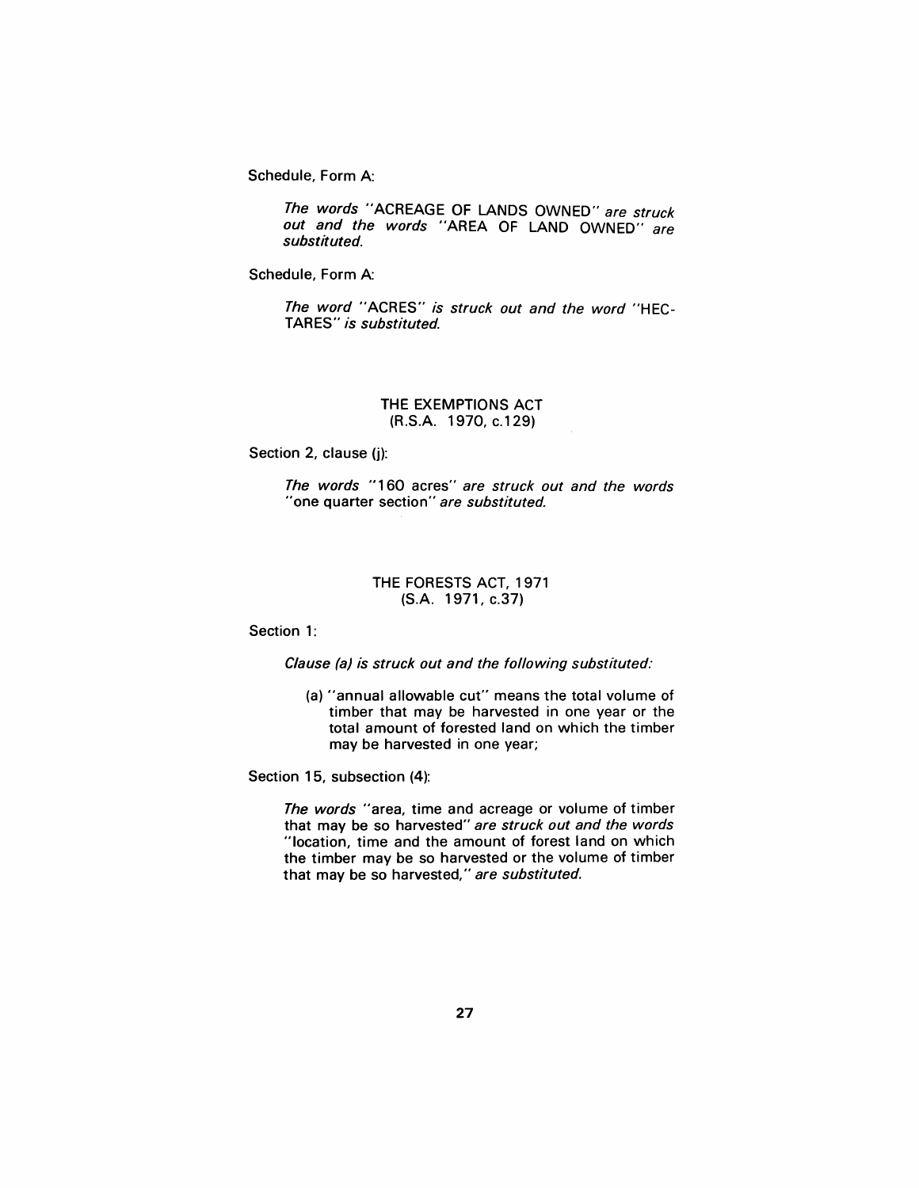Schedule, Form A:

> *The words* "ACREAGE OF LANDS OWNED" *are struck out and the words* "AREA OF LAND OWNED" *are substituted.*

Schedule, Form A:

> *The word* "ACRES" *is struck out and the word* "HECTARES" *is substituted.*

## THE EXEMPTIONS ACT
## (R.S.A. 1970, c.129)

Section 2, clause (j):

> *The words* "160 acres" *are struck out and the words* "one quarter section" *are substituted.*

## THE FORESTS ACT, 1971
## (S.A. 1971, c.37)

Section 1:

> *Clause (a) is struck out and the following substituted:*
>
> (a) "annual allowable cut" means the total volume of timber that may be harvested in one year or the total amount of forested land on which the timber may be harvested in one year;

Section 15, subsection (4):

> *The words* "area, time and acreage or volume of timber that may be so harvested" *are struck out and the words* "location, time and the amount of forest land on which the timber may be so harvested or the volume of timber that may be so harvested," *are substituted.*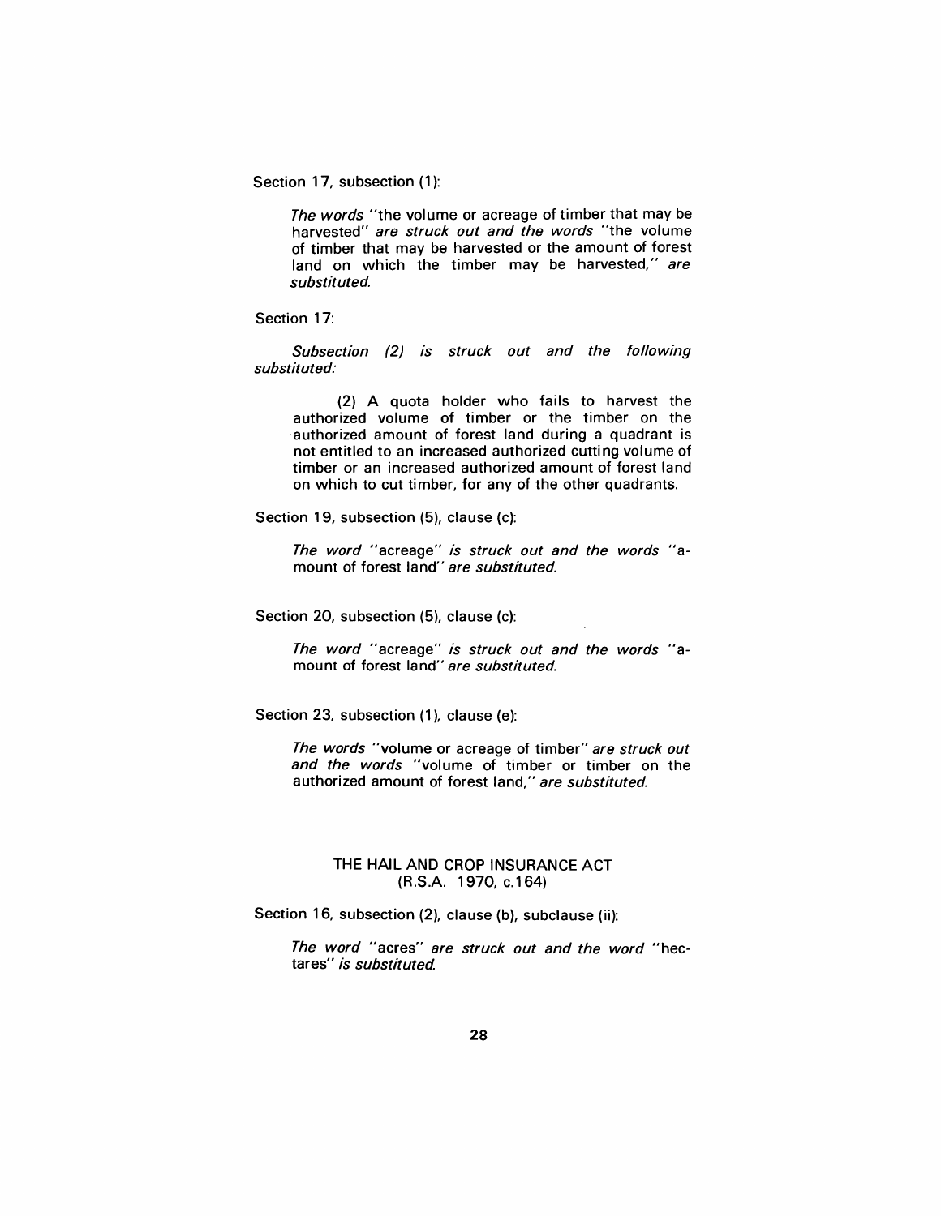Section 17, subsection (1):

> *The words* "the volume or acreage of timber that may be harvested" *are struck out and the words* "the volume of timber that may be harvested or the amount of forest land on which the timber may be harvested," *are substituted.*

Section 17:

> *Subsection (2) is struck out and the following substituted:*
>
> > (2) A quota holder who fails to harvest the authorized volume of timber or the timber on the authorized amount of forest land during a quadrant is not entitled to an increased authorized cutting volume of timber or an increased authorized amount of forest land on which to cut timber, for any of the other quadrants.

Section 19, subsection (5), clause (c):

> *The word* "acreage" *is struck out and the words* "amount of forest land" *are substituted.*

Section 20, subsection (5), clause (c):

> *The word* "acreage" *is struck out and the words* "amount of forest land" *are substituted.*

Section 23, subsection (1), clause (e):

> *The words* "volume or acreage of timber" *are struck out and the words* "volume of timber or timber on the authorized amount of forest land," *are substituted.*

## THE HAIL AND CROP INSURANCE ACT
## (R.S.A. 1970, c.164)

Section 16, subsection (2), clause (b), subclause (ii):

> *The word* "acres" *are struck out and the word* "hectares" *is substituted.*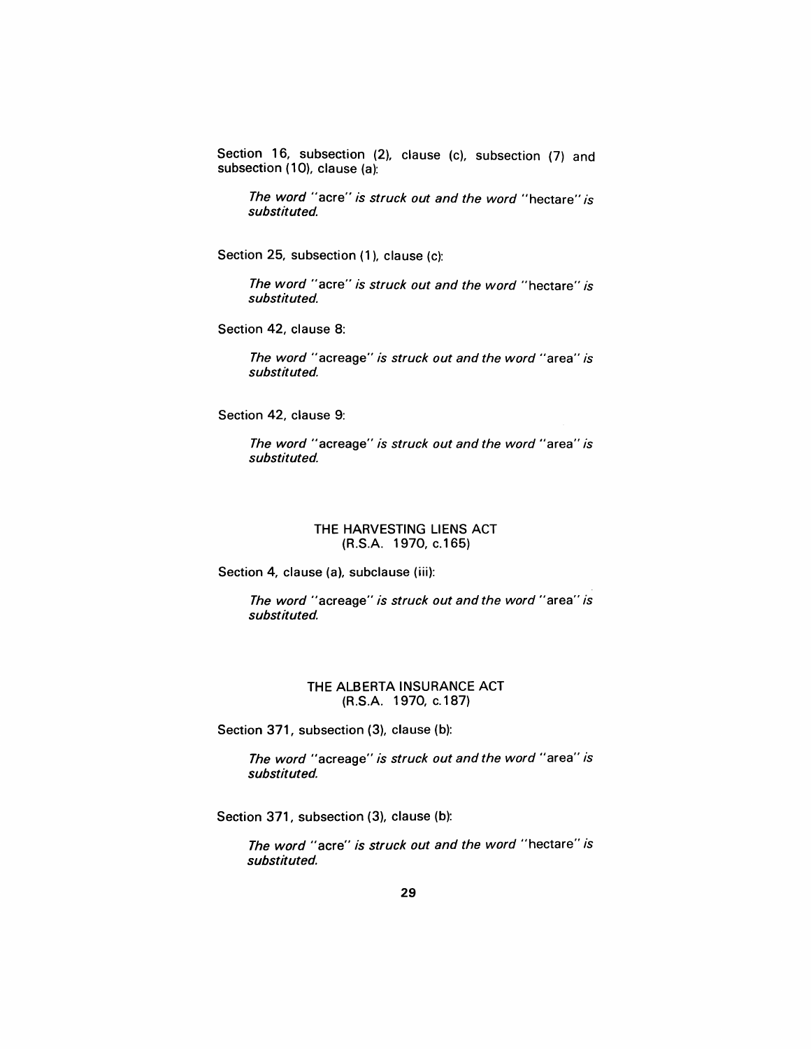Section 16, subsection (2), clause (c), subsection (7) and subsection (10), clause (a):

> *The word* "acre" *is struck out and the word* "hectare" *is substituted.*

Section 25, subsection (1), clause (c):

> *The word* "acre" *is struck out and the word* "hectare" *is substituted.*

Section 42, clause 8:

> *The word* "acreage" *is struck out and the word* "area" *is substituted.*

Section 42, clause 9:

> *The word* "acreage" *is struck out and the word* "area" *is substituted.*

## THE HARVESTING LIENS ACT
(R.S.A. 1970, c.165)

Section 4, clause (a), subclause (iii):

> *The word* "acreage" *is struck out and the word* "area" *is substituted.*

## THE ALBERTA INSURANCE ACT
(R.S.A. 1970, c.187)

Section 371, subsection (3), clause (b):

> *The word* "acreage" *is struck out and the word* "area" *is substituted.*

Section 371, subsection (3), clause (b):

> *The word* "acre" *is struck out and the word* "hectare" *is substituted.*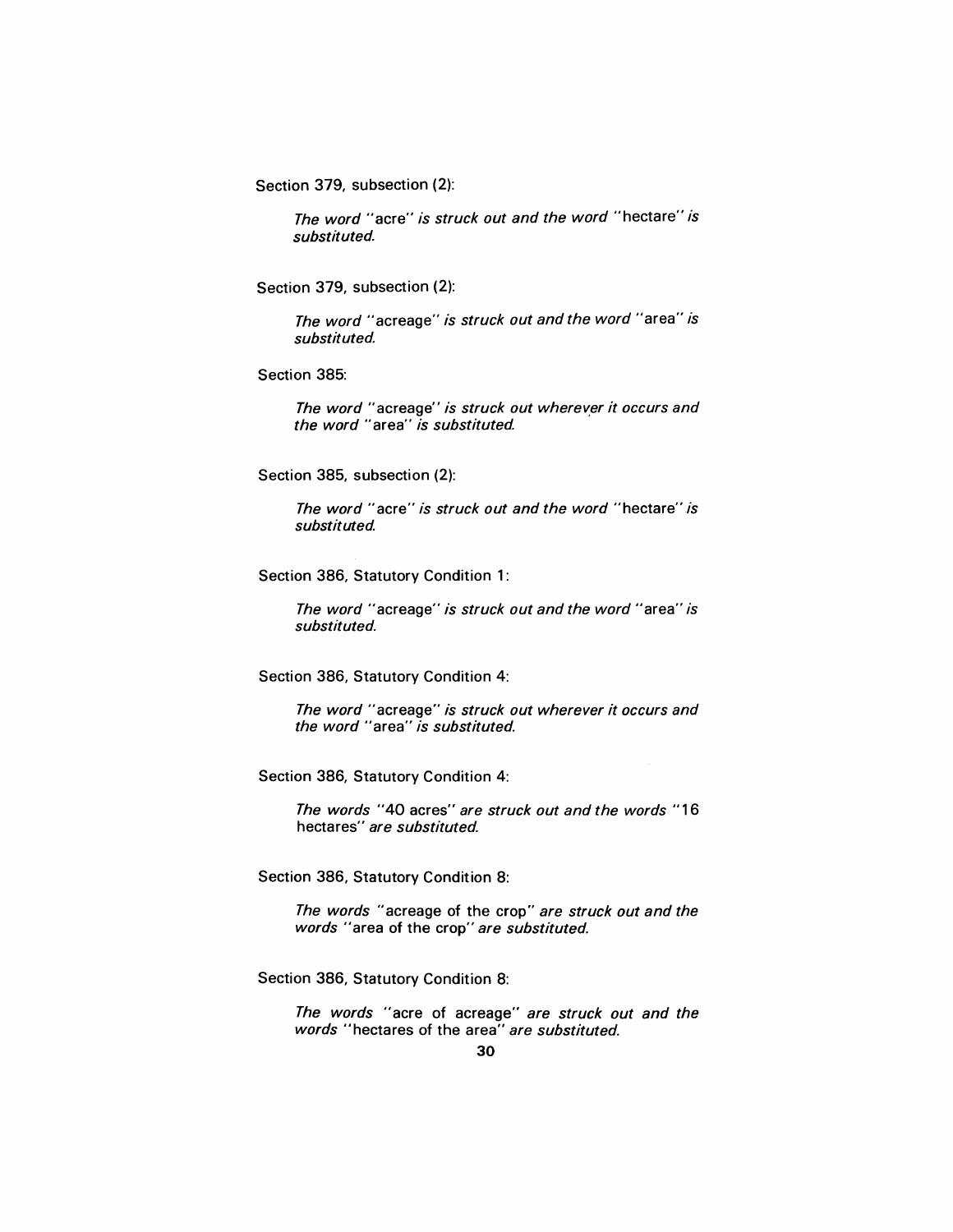Section 379, subsection (2):

*The word* "acre" *is struck out and the word* "hectare" *is substituted.*

Section 379, subsection (2):

*The word* "acreage" *is struck out and the word* "area" *is substituted.*

Section 385:

*The word* "acreage" *is struck out wherever it occurs and the word* "area" *is substituted.*

Section 385, subsection (2):

*The word* "acre" *is struck out and the word* "hectare" *is substituted.*

Section 386, Statutory Condition 1:

*The word* "acreage" *is struck out and the word* "area" *is substituted.*

Section 386, Statutory Condition 4:

*The word* "acreage" *is struck out wherever it occurs and the word* "area" *is substituted.*

Section 386, Statutory Condition 4:

*The words* "40 acres" *are struck out and the words* "16 hectares" *are substituted.*

Section 386, Statutory Condition 8:

*The words* "acreage of the crop" *are struck out and the words* "area of the crop" *are substituted.*

Section 386, Statutory Condition 8:

*The words* "acre of acreage" *are struck out and the words* "hectares of the area" *are substituted.*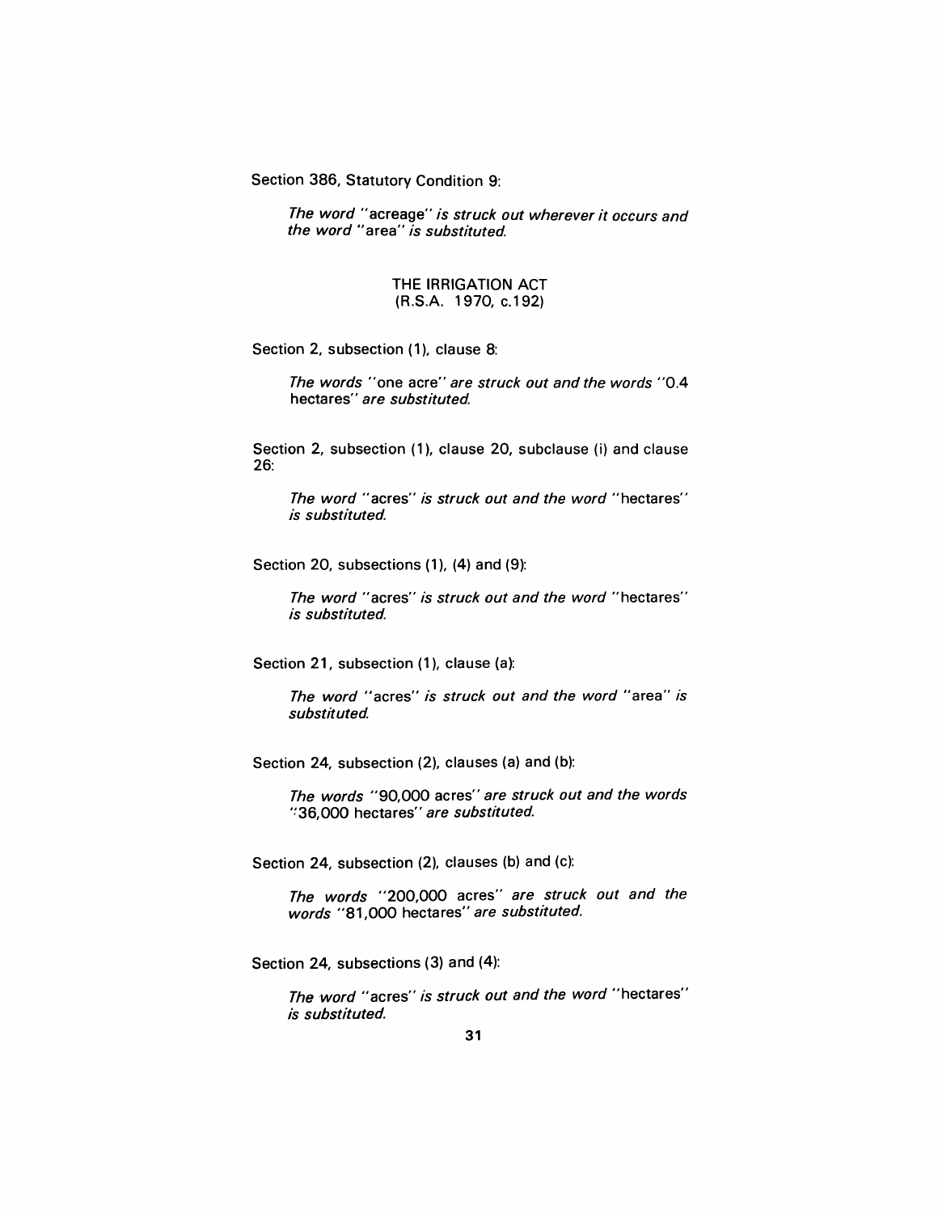Section 386, Statutory Condition 9:

> *The word* "acreage" *is struck out wherever it occurs and the word* "area" *is substituted.*

## THE IRRIGATION ACT
## (R.S.A. 1970, c.192)

Section 2, subsection (1), clause 8:

> *The words* "one acre" *are struck out and the words* "0.4 hectares" *are substituted.*

Section 2, subsection (1), clause 20, subclause (i) and clause 26:

> *The word* "acres" *is struck out and the word* "hectares" *is substituted.*

Section 20, subsections (1), (4) and (9):

> *The word* "acres" *is struck out and the word* "hectares" *is substituted.*

Section 21, subsection (1), clause (a):

> *The word* "acres" *is struck out and the word* "area" *is substituted.*

Section 24, subsection (2), clauses (a) and (b):

> *The words* "90,000 acres" *are struck out and the words* "36,000 hectares" *are substituted.*

Section 24, subsection (2), clauses (b) and (c):

> *The words* "200,000 acres" *are struck out and the words* "81,000 hectares" *are substituted.*

Section 24, subsections (3) and (4):

> *The word* "acres" *is struck out and the word* "hectares" *is substituted.*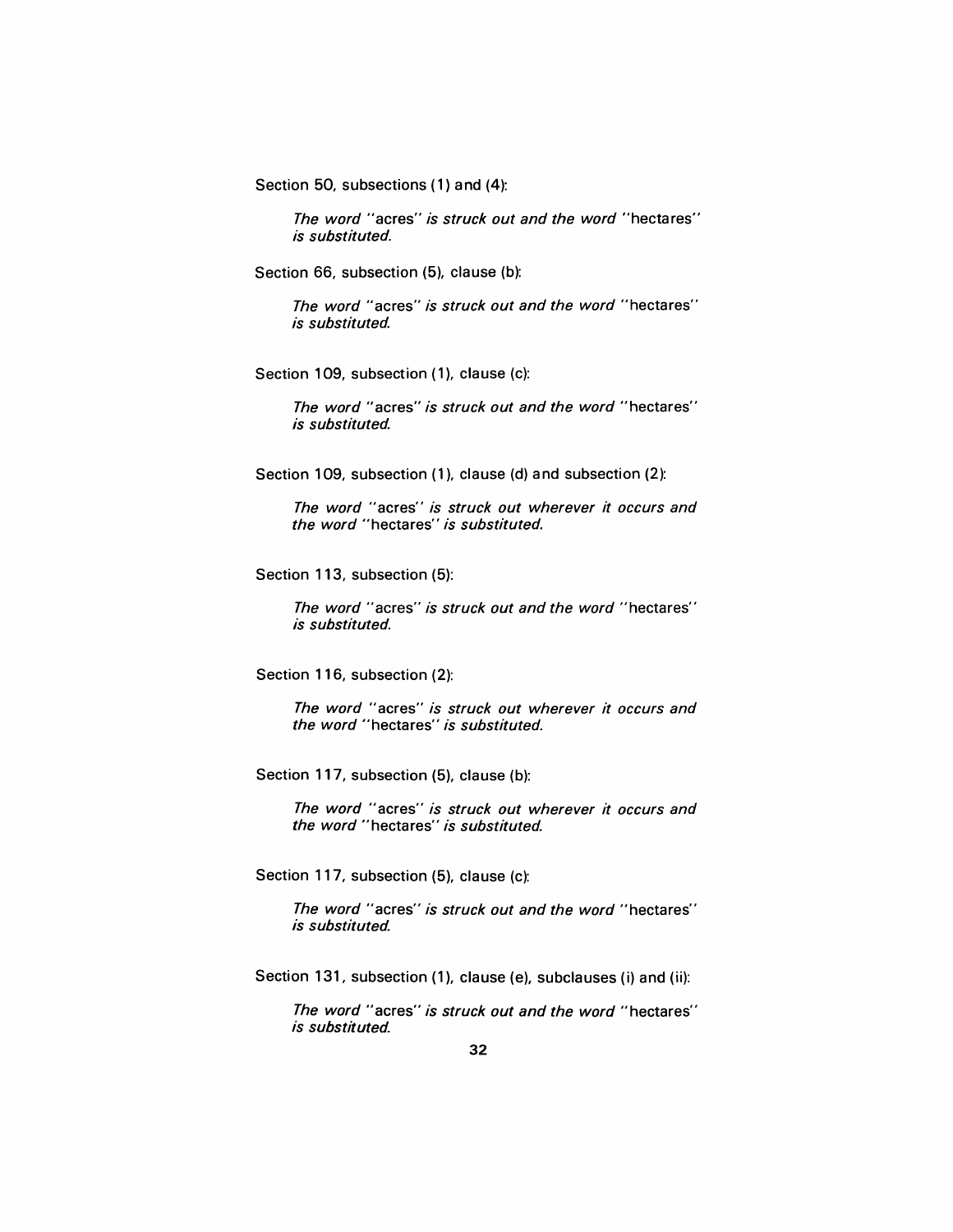Section 50, subsections (1) and (4):

> *The word* "acres" *is struck out and the word* "hectares" *is substituted.*

Section 66, subsection (5), clause (b):

> *The word* "acres" *is struck out and the word* "hectares" *is substituted.*

Section 109, subsection (1), clause (c):

> *The word* "acres" *is struck out and the word* "hectares" *is substituted.*

Section 109, subsection (1), clause (d) and subsection (2):

> *The word* "acres" *is struck out wherever it occurs and the word* "hectares" *is substituted.*

Section 113, subsection (5):

> *The word* "acres" *is struck out and the word* "hectares" *is substituted.*

Section 116, subsection (2):

> *The word* "acres" *is struck out wherever it occurs and the word* "hectares" *is substituted.*

Section 117, subsection (5), clause (b):

> *The word* "acres" *is struck out wherever it occurs and the word* "hectares" *is substituted.*

Section 117, subsection (5), clause (c):

> *The word* "acres" *is struck out and the word* "hectares" *is substituted.*

Section 131, subsection (1), clause (e), subclauses (i) and (ii):

> *The word* "acres" *is struck out and the word* "hectares" *is substituted.*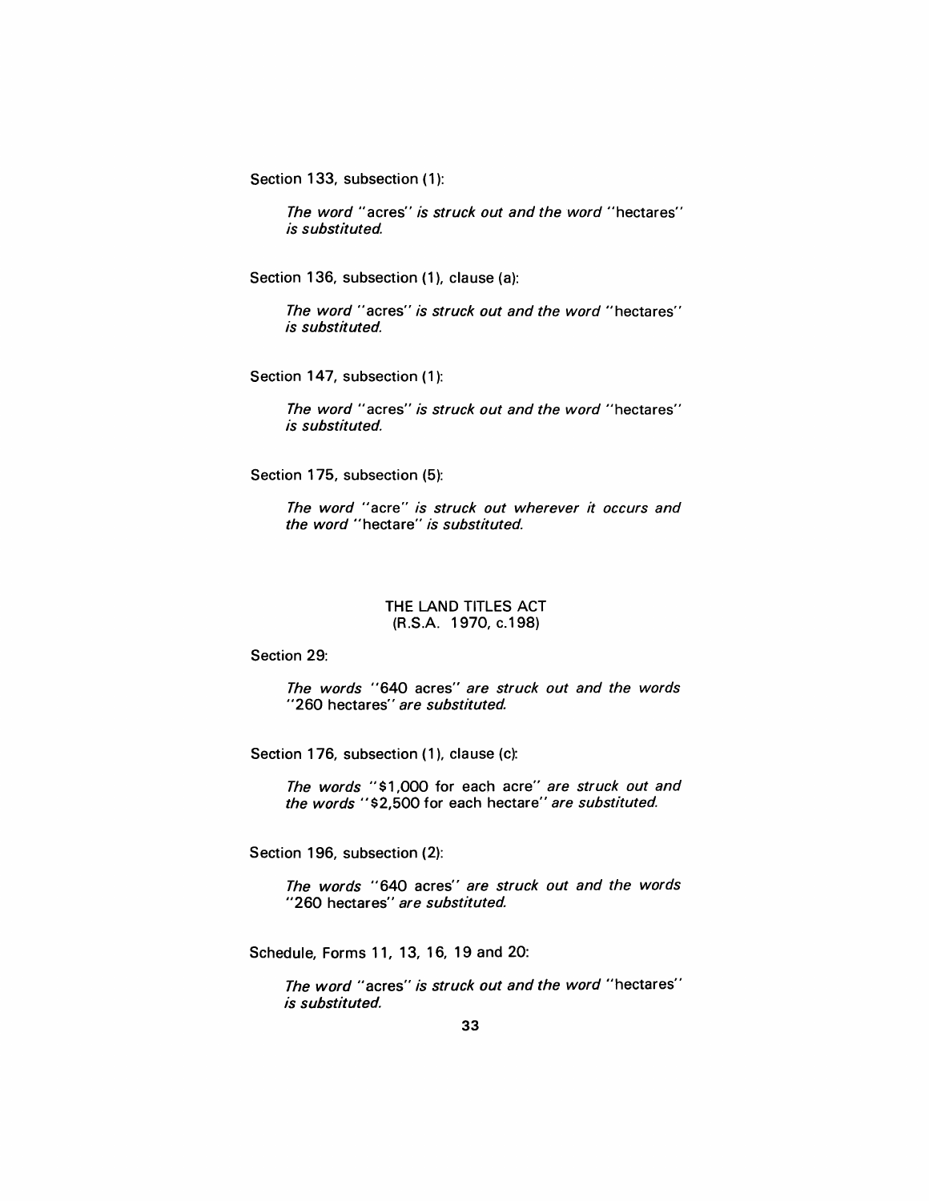Section 133, subsection (1):

> *The word* "acres" *is struck out and the word* "hectares" *is substituted.*

Section 136, subsection (1), clause (a):

> *The word* "acres" *is struck out and the word* "hectares" *is substituted.*

Section 147, subsection (1):

> *The word* "acres" *is struck out and the word* "hectares" *is substituted.*

Section 175, subsection (5):

> *The word* "acre" *is struck out wherever it occurs and the word* "hectare" *is substituted.*

## THE LAND TITLES ACT
## (R.S.A. 1970, c.198)

Section 29:

> *The words* "640 acres" *are struck out and the words* "260 hectares" *are substituted.*

Section 176, subsection (1), clause (c):

> *The words* "$1,000 for each acre" *are struck out and the words* "$2,500 for each hectare" *are substituted.*

Section 196, subsection (2):

> *The words* "640 acres" *are struck out and the words* "260 hectares" *are substituted.*

Schedule, Forms 11, 13, 16, 19 and 20:

> *The word* "acres" *is struck out and the word* "hectares" *is substituted.*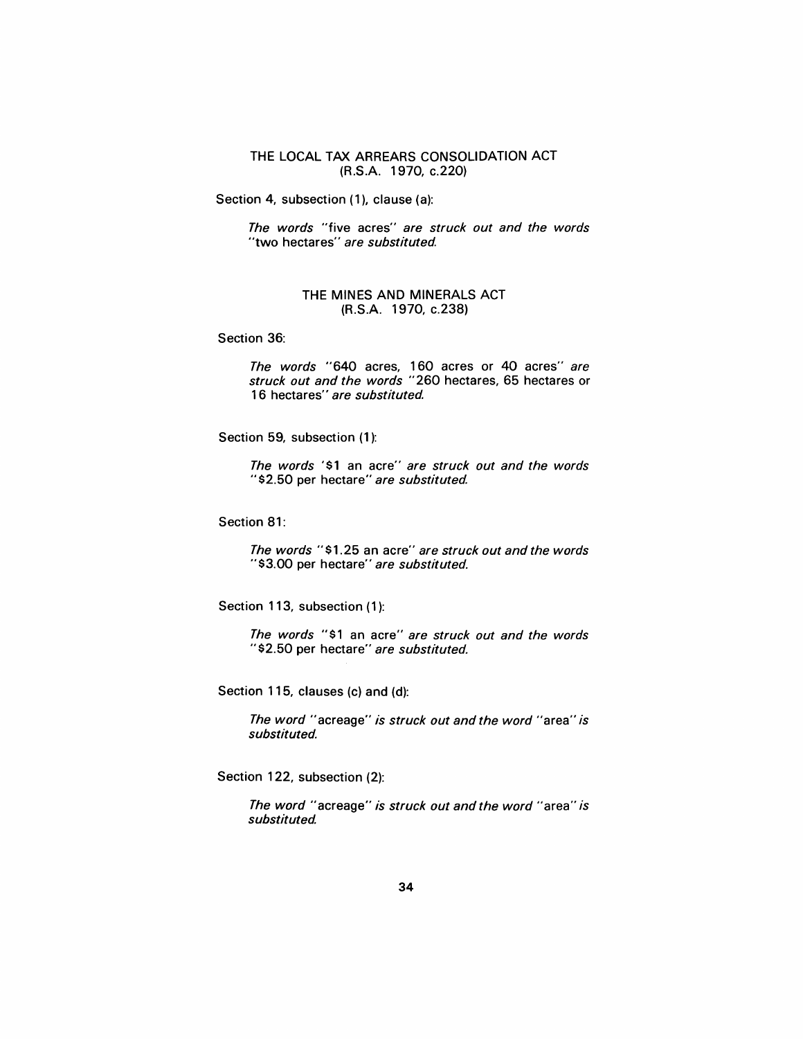## THE LOCAL TAX ARREARS CONSOLIDATION ACT
## (R.S.A. 1970, c.220)

Section 4, subsection (1), clause (a):

> *The words* "five acres" *are struck out and the words* "two hectares" *are substituted.*

## THE MINES AND MINERALS ACT
## (R.S.A. 1970, c.238)

Section 36:

> *The words* "640 acres, 160 acres or 40 acres" *are struck out and the words* "260 hectares, 65 hectares or 16 hectares" *are substituted.*

Section 59, subsection (1):

> *The words* '$1 an acre" *are struck out and the words* "$2.50 per hectare" *are substituted.*

Section 81:

> *The words* "$1.25 an acre" *are struck out and the words* "$3.00 per hectare" *are substituted.*

Section 113, subsection (1):

> *The words* "$1 an acre" *are struck out and the words* "$2.50 per hectare" *are substituted.*

Section 115, clauses (c) and (d):

> *The word* "acreage" *is struck out and the word* "area" *is substituted.*

Section 122, subsection (2):

> *The word* "acreage" *is struck out and the word* "area" *is substituted.*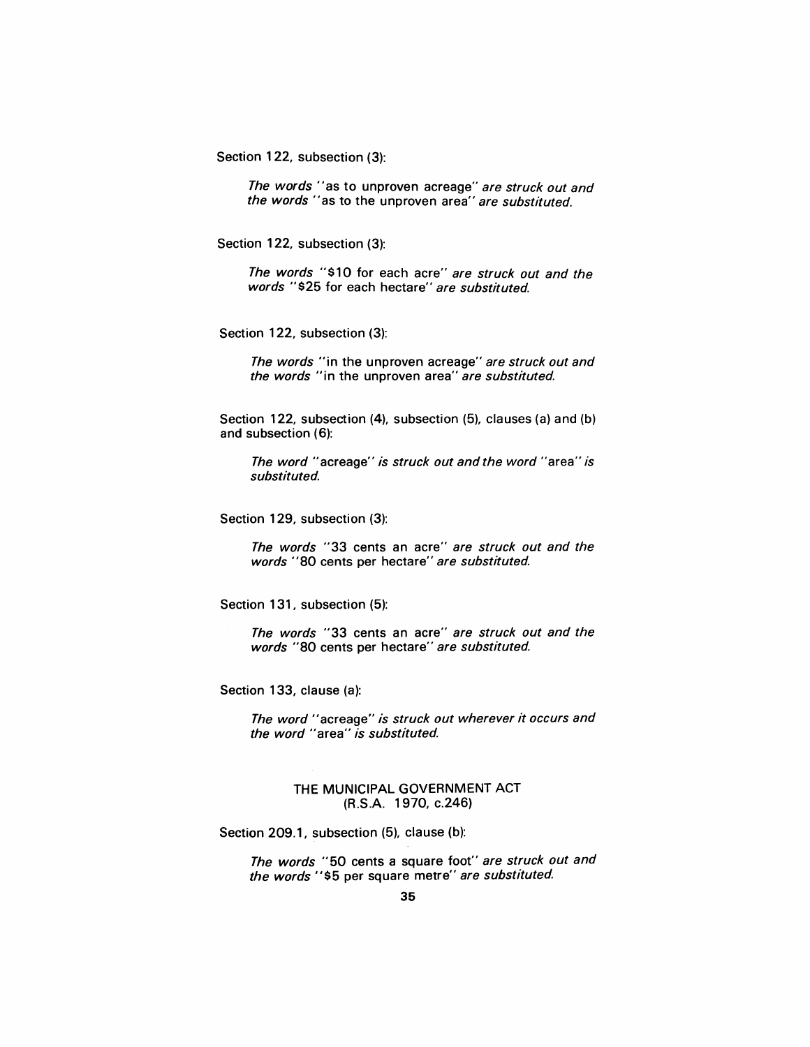Section 122, subsection (3):

> *The words* "as to unproven acreage" *are struck out and the words* "as to the unproven area" *are substituted.*

Section 122, subsection (3):

> *The words* "$10 for each acre" *are struck out and the words* "$25 for each hectare" *are substituted.*

Section 122, subsection (3):

> *The words* "in the unproven acreage" *are struck out and the words* "in the unproven area" *are substituted.*

Section 122, subsection (4), subsection (5), clauses (a) and (b) and subsection (6):

> *The word* "acreage" *is struck out and the word* "area" *is substituted.*

Section 129, subsection (3):

> *The words* "33 cents an acre" *are struck out and the words* "80 cents per hectare" *are substituted.*

Section 131, subsection (5):

> *The words* "33 cents an acre" *are struck out and the words* "80 cents per hectare" *are substituted.*

Section 133, clause (a):

> *The word* "acreage" *is struck out wherever it occurs and the word* "area" *is substituted.*

## THE MUNICIPAL GOVERNMENT ACT
## (R.S.A. 1970, c.246)

Section 209.1, subsection (5), clause (b):

> *The words* "50 cents a square foot" *are struck out and the words* "$5 per square metre" *are substituted.*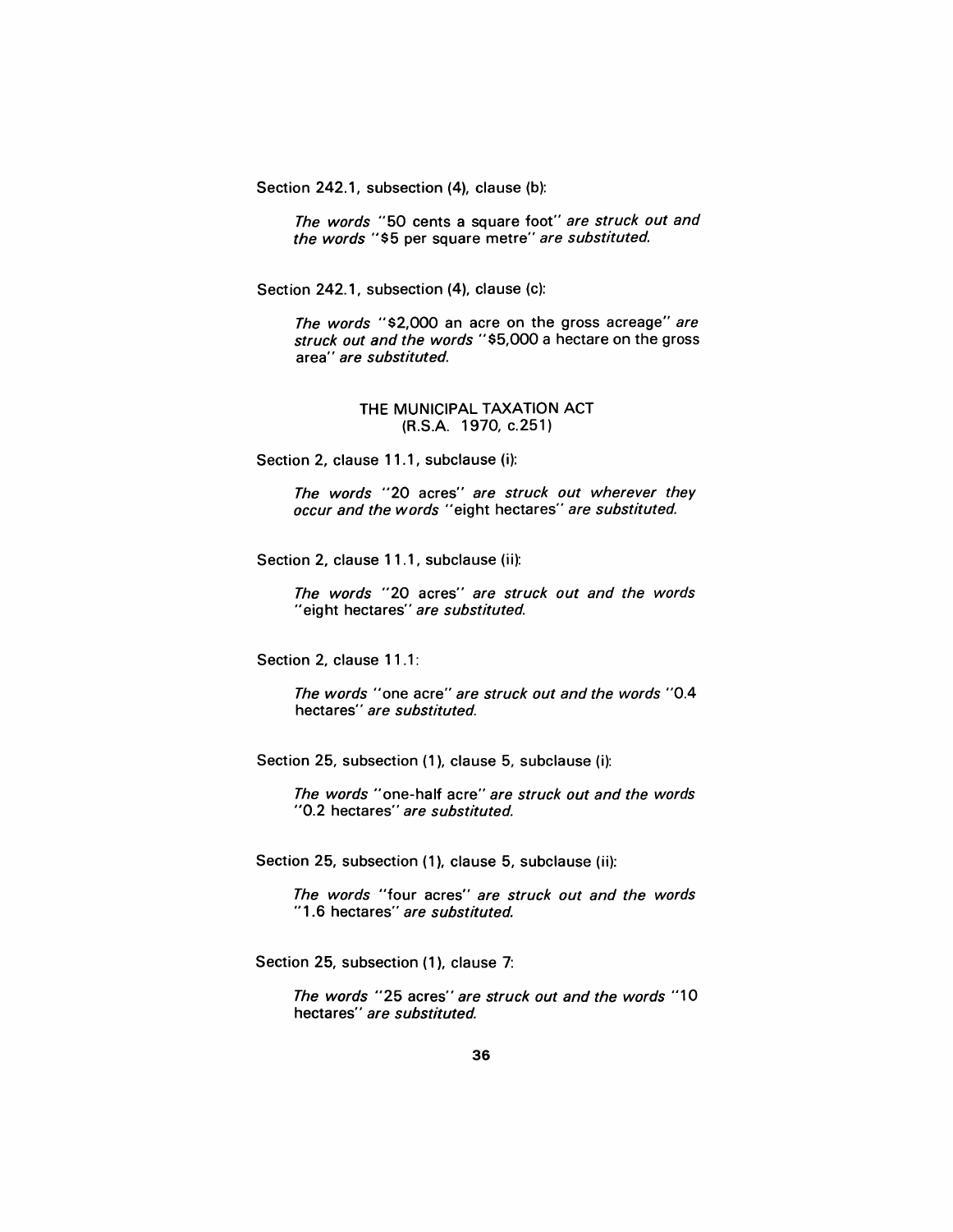Section 242.1, subsection (4), clause (b):

> *The words* "50 cents a square foot" *are struck out and the words* "$5 per square metre" *are substituted.*

Section 242.1, subsection (4), clause (c):

> *The words* "$2,000 an acre on the gross acreage" *are struck out and the words* "$5,000 a hectare on the gross area" *are substituted.*

## THE MUNICIPAL TAXATION ACT
## (R.S.A. 1970, c.251)

Section 2, clause 11.1, subclause (i):

> *The words* "20 acres" *are struck out wherever they occur and the words* "eight hectares" *are substituted.*

Section 2, clause 11.1, subclause (ii):

> *The words* "20 acres" *are struck out and the words* "eight hectares" *are substituted.*

Section 2, clause 11.1:

> *The words* "one acre" *are struck out and the words* "0.4 hectares" *are substituted.*

Section 25, subsection (1), clause 5, subclause (i):

> *The words* "one-half acre" *are struck out and the words* "0.2 hectares" *are substituted.*

Section 25, subsection (1), clause 5, subclause (ii):

> *The words* "four acres" *are struck out and the words* "1.6 hectares" *are substituted.*

Section 25, subsection (1), clause 7:

> *The words* "25 acres" *are struck out and the words* "10 hectares" *are substituted.*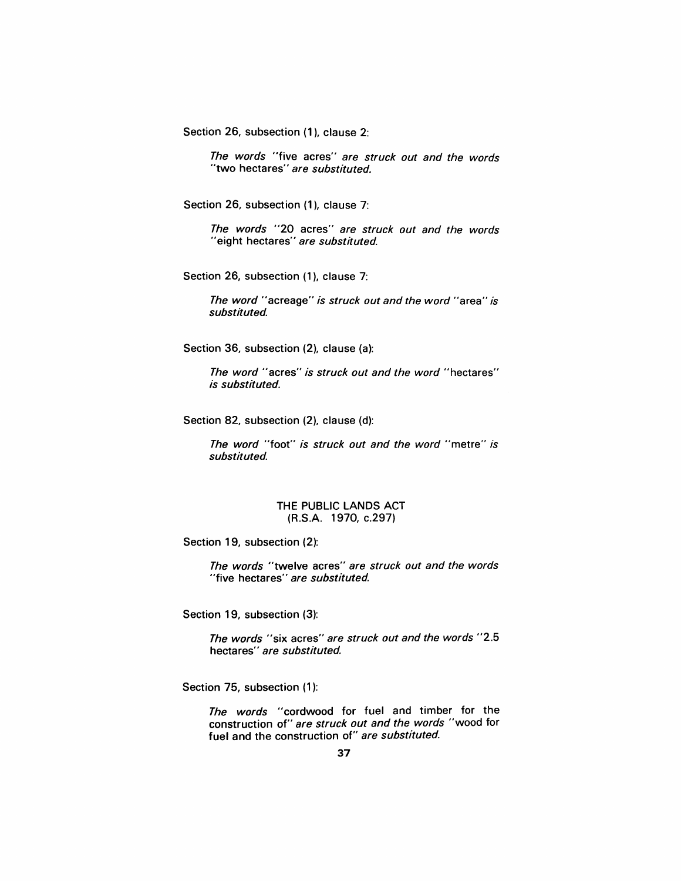Section 26, subsection (1), clause 2:

*The words* "five acres" *are struck out and the words* "two hectares" *are substituted.*

Section 26, subsection (1), clause 7:

*The words* "20 acres" *are struck out and the words* "eight hectares" *are substituted.*

Section 26, subsection (1), clause 7:

*The word* "acreage" *is struck out and the word* "area" *is substituted.*

Section 36, subsection (2), clause (a):

*The word* "acres" *is struck out and the word* "hectares" *is substituted.*

Section 82, subsection (2), clause (d):

*The word* "foot" *is struck out and the word* "metre" *is substituted.*

## THE PUBLIC LANDS ACT
## (R.S.A. 1970, c.297)

Section 19, subsection (2):

*The words* "twelve acres" *are struck out and the words* "five hectares" *are substituted.*

Section 19, subsection (3):

*The words* "six acres" *are struck out and the words* "2.5 hectares" *are substituted.*

Section 75, subsection (1):

*The words* "cordwood for fuel and timber for the construction of" *are struck out and the words* "wood for fuel and the construction of" *are substituted.*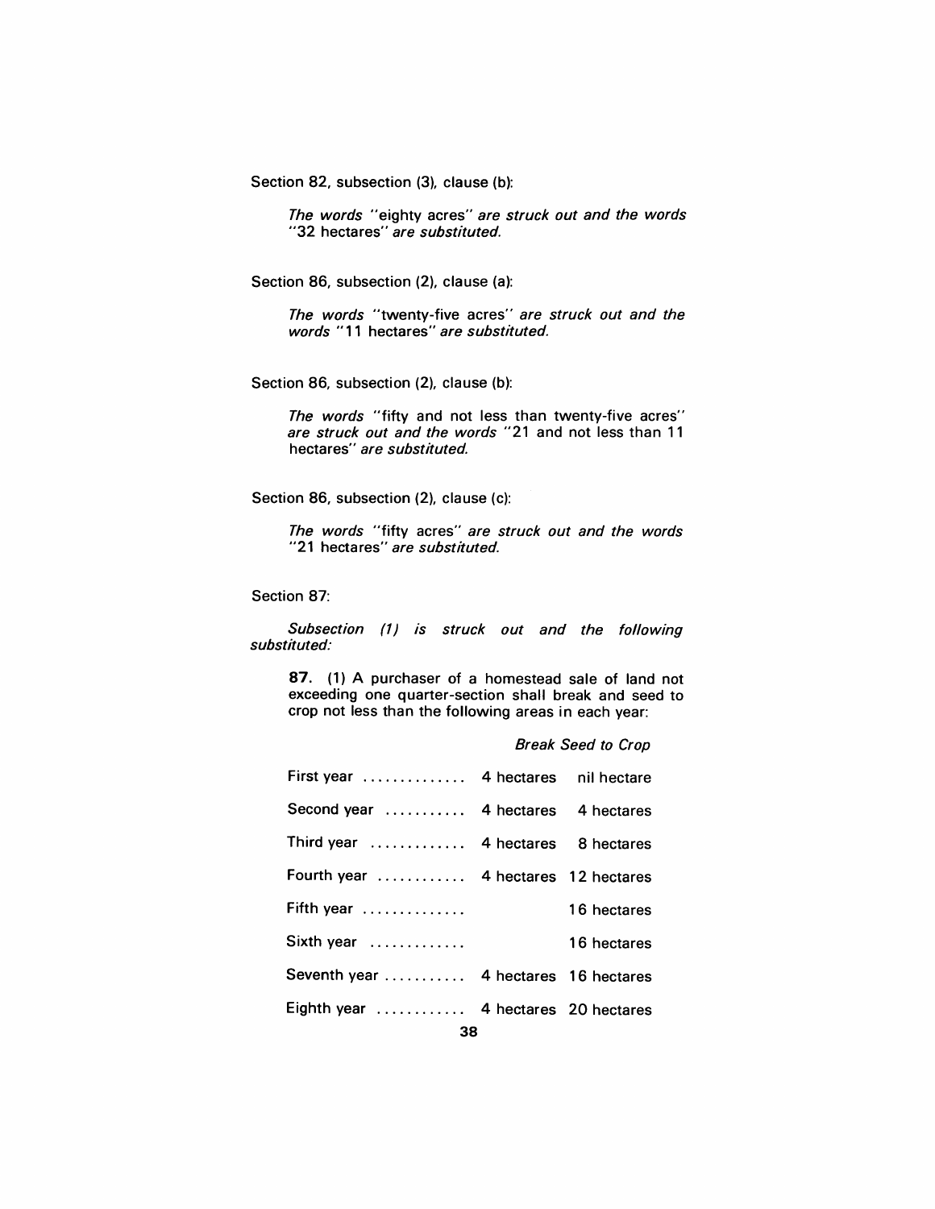Section 82, subsection (3), clause (b):

*The words* "eighty acres" *are struck out and the words* "32 hectares" *are substituted.*

Section 86, subsection (2), clause (a):

*The words* "twenty-five acres" *are struck out and the words* "11 hectares" *are substituted.*

Section 86, subsection (2), clause (b):

*The words* "fifty and not less than twenty-five acres" *are struck out and the words* "21 and not less than 11 hectares" *are substituted.*

Section 86, subsection (2), clause (c):

*The words* "fifty acres" *are struck out and the words* "21 hectares" *are substituted.*

Section 87:

*Subsection (1) is struck out and the following substituted:*

**87.** (1) A purchaser of a homestead sale of land not exceeding one quarter-section shall break and seed to crop not less than the following areas in each year:

| | *Break* | *Seed to Crop* |
|---|---|---|
| First year ............. | 4 hectares | nil hectare |
| Second year ........... | 4 hectares | 4 hectares |
| Third year ............. | 4 hectares | 8 hectares |
| Fourth year ............ | 4 hectares | 12 hectares |
| Fifth year .............. | | 16 hectares |
| Sixth year ............. | | 16 hectares |
| Seventh year ........... | 4 hectares | 16 hectares |
| Eighth year ............ | 4 hectares | 20 hectares |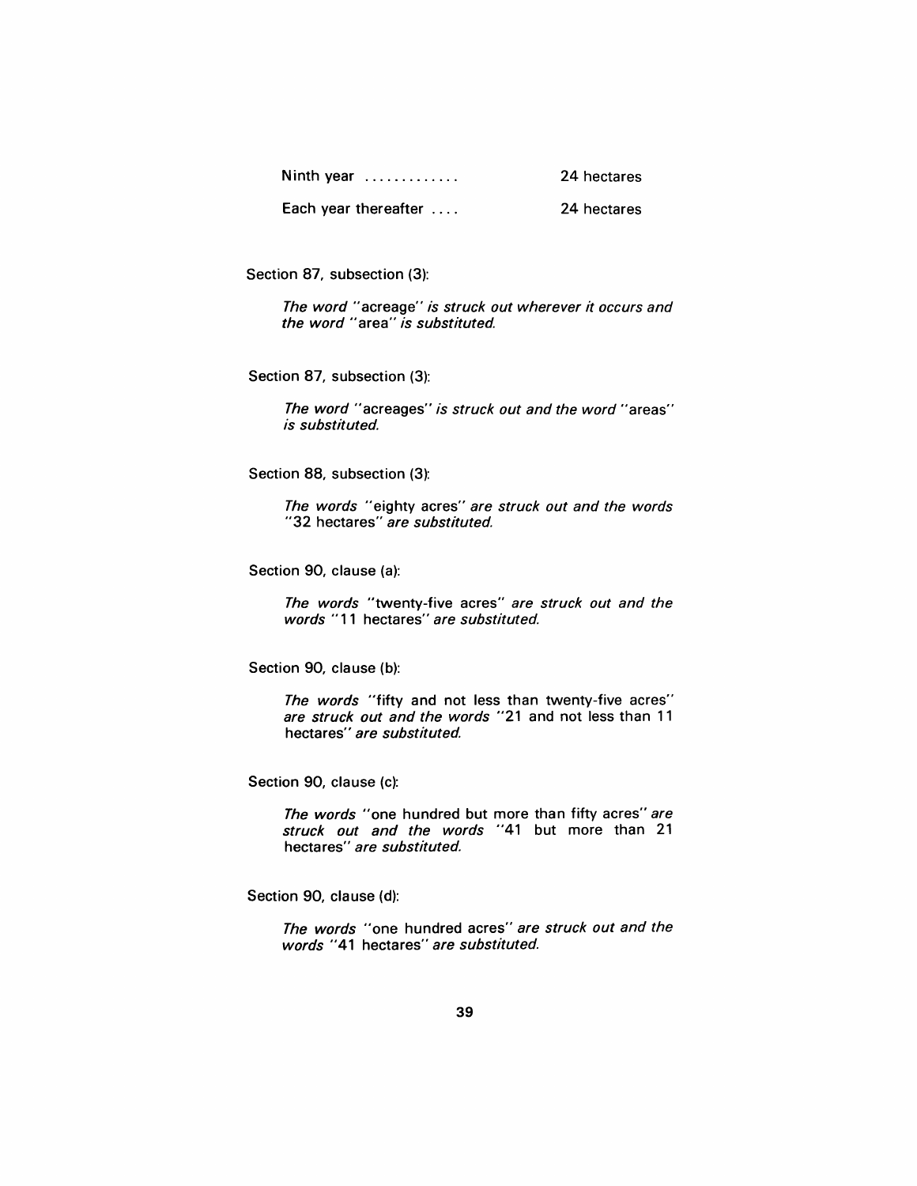| | |
|---|---|
| Ninth year ............. | 24 hectares |
| Each year thereafter .... | 24 hectares |

Section 87, subsection (3):

*The word* "acreage" *is struck out wherever it occurs and the word* "area" *is substituted.*

Section 87, subsection (3):

*The word* "acreages" *is struck out and the word* "areas" *is substituted.*

Section 88, subsection (3):

*The words* "eighty acres" *are struck out and the words* "32 hectares" *are substituted.*

Section 90, clause (a):

*The words* "twenty-five acres" *are struck out and the words* "11 hectares" *are substituted.*

Section 90, clause (b):

*The words* "fifty and not less than twenty-five acres" *are struck out and the words* "21 and not less than 11 hectares" *are substituted.*

Section 90, clause (c):

*The words* "one hundred but more than fifty acres" *are struck out and the words* "41 but more than 21 hectares" *are substituted.*

Section 90, clause (d):

*The words* "one hundred acres" *are struck out and the words* "41 hectares" *are substituted.*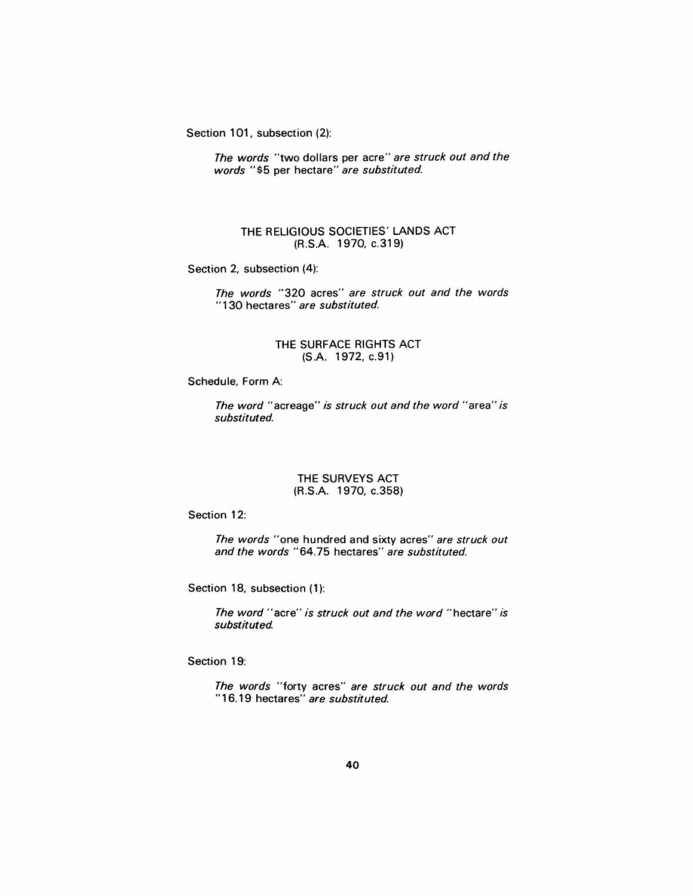Section 101, subsection (2):

*The words* "two dollars per acre" *are struck out and the words* "$5 per hectare" *are substituted.*

## THE RELIGIOUS SOCIETIES' LANDS ACT
(R.S.A. 1970, c.319)

Section 2, subsection (4):

*The words* "320 acres" *are struck out and the words* "130 hectares" *are substituted.*

## THE SURFACE RIGHTS ACT
(S.A. 1972, c.91)

Schedule, Form A:

*The word* "acreage" *is struck out and the word* "area" *is substituted.*

## THE SURVEYS ACT
(R.S.A. 1970, c.358)

Section 12:

*The words* "one hundred and sixty acres" *are struck out and the words* "64.75 hectares" *are substituted.*

Section 18, subsection (1):

*The word* "acre" *is struck out and the word* "hectare" *is substituted.*

Section 19:

*The words* "forty acres" *are struck out and the words* "16.19 hectares" *are substituted.*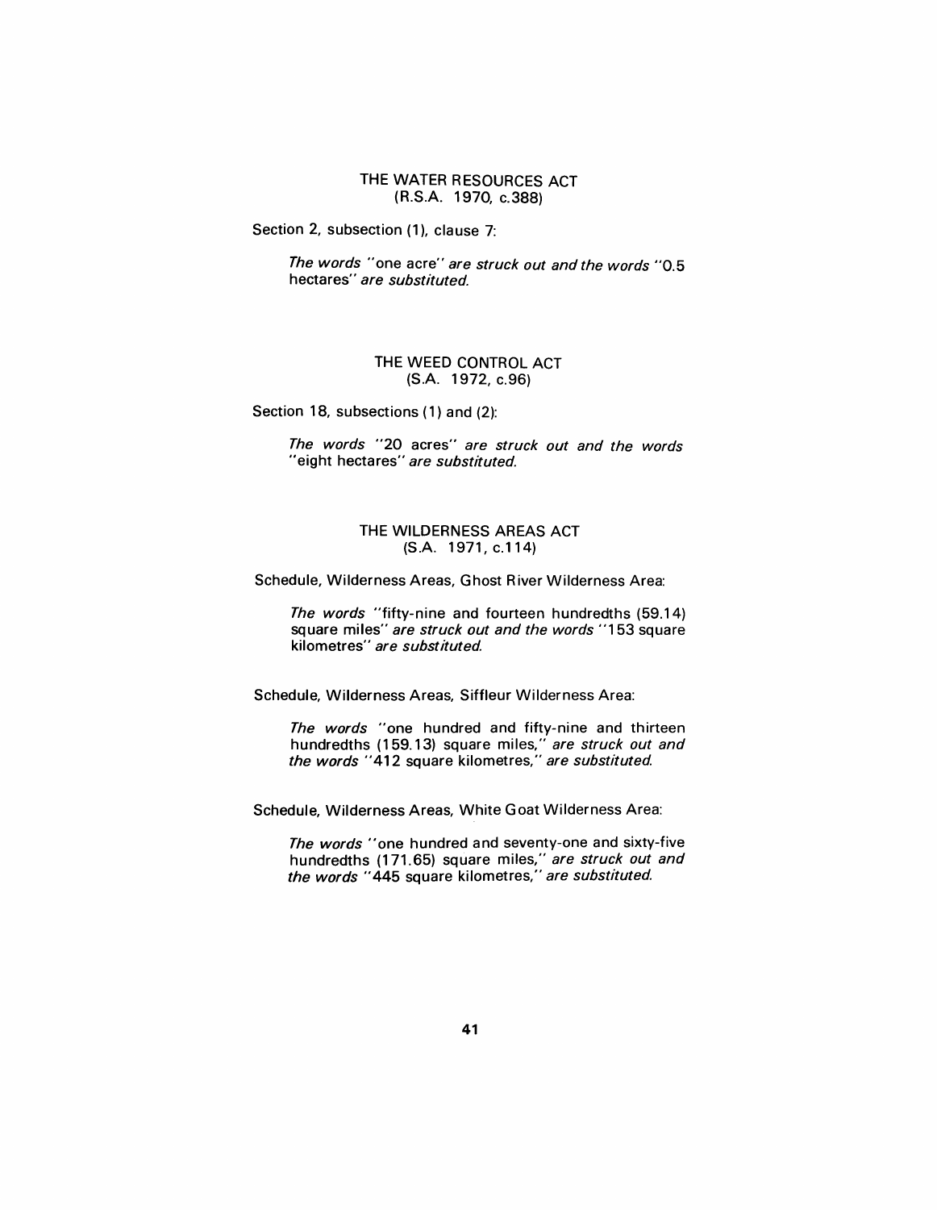## THE WATER RESOURCES ACT
(R.S.A. 1970, c.388)

Section 2, subsection (1), clause 7:

*The words* "one acre" *are struck out and the words* "0.5 hectares" *are substituted.*

## THE WEED CONTROL ACT
(S.A. 1972, c.96)

Section 18, subsections (1) and (2):

*The words* "20 acres" *are struck out and the words* "eight hectares" *are substituted.*

## THE WILDERNESS AREAS ACT
(S.A. 1971, c.114)

Schedule, Wilderness Areas, Ghost River Wilderness Area:

*The words* "fifty-nine and fourteen hundredths (59.14) square miles" *are struck out and the words* "153 square kilometres" *are substituted.*

Schedule, Wilderness Areas, Siffleur Wilderness Area:

*The words* "one hundred and fifty-nine and thirteen hundredths (159.13) square miles," *are struck out and the words* "412 square kilometres," *are substituted.*

Schedule, Wilderness Areas, White Goat Wilderness Area:

*The words* "one hundred and seventy-one and sixty-five hundredths (171.65) square miles," *are struck out and the words* "445 square kilometres," *are substituted.*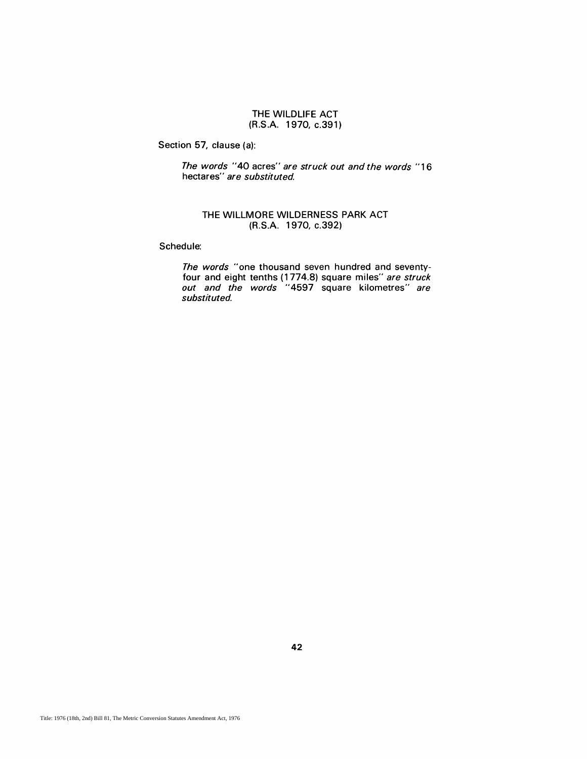## THE WILDLIFE ACT
## (R.S.A. 1970, c.391)

Section 57, clause (a):

*The words* "40 acres" *are struck out and the words* "16 hectares" *are substituted.*

## THE WILLMORE WILDERNESS PARK ACT
## (R.S.A. 1970, c.392)

Schedule:

*The words* "one thousand seven hundred and seventy-four and eight tenths (1774.8) square miles" *are struck out and the words* "4597 square kilometres" *are substituted.*